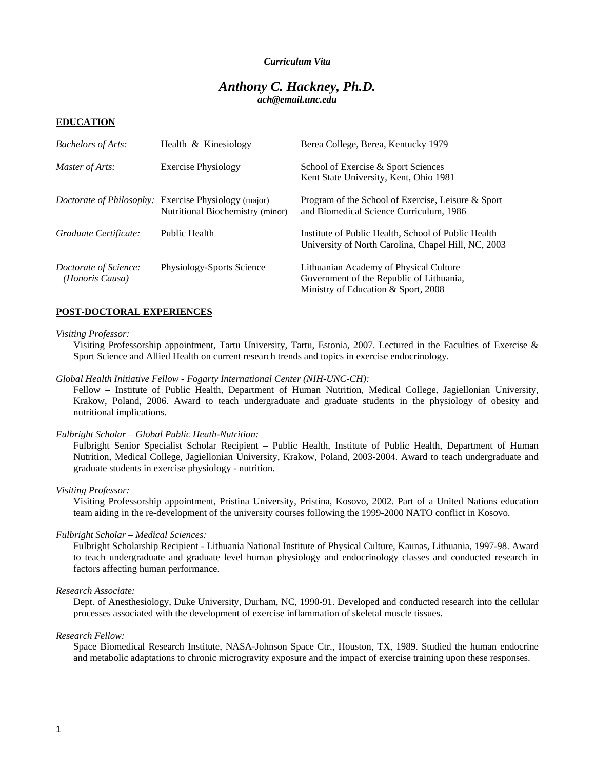*Curriculum Vita*

# *Anthony C. Hackney, Ph.D.*

***ach@email.unc.edu***

## EDUCATION

| | | |
|---|---|---|
| *Bachelors of Arts:* | Health & Kinesiology | Berea College, Berea, Kentucky 1979 |
| *Master of Arts:* | Exercise Physiology | School of Exercise & Sport Sciences<br>Kent State University, Kent, Ohio 1981 |
| *Doctorate of Philosophy:* | Exercise Physiology (major)<br>Nutritional Biochemistry (minor) | Program of the School of Exercise, Leisure & Sport and Biomedical Science Curriculum, 1986 |
| *Graduate Certificate:* | Public Health | Institute of Public Health, School of Public Health<br>University of North Carolina, Chapel Hill, NC, 2003 |
| *Doctorate of Science:*<br>*(Honoris Causa)* | Physiology-Sports Science | Lithuanian Academy of Physical Culture<br>Government of the Republic of Lithuania,<br>Ministry of Education & Sport, 2008 |

## POST-DOCTORAL EXPERIENCES

*Visiting Professor:*

Visiting Professorship appointment, Tartu University, Tartu, Estonia, 2007. Lectured in the Faculties of Exercise & Sport Science and Allied Health on current research trends and topics in exercise endocrinology.

*Global Health Initiative Fellow - Fogarty International Center (NIH-UNC-CH):*

Fellow – Institute of Public Health, Department of Human Nutrition, Medical College, Jagiellonian University, Krakow, Poland, 2006. Award to teach undergraduate and graduate students in the physiology of obesity and nutritional implications.

*Fulbright Scholar – Global Public Heath-Nutrition:*

Fulbright Senior Specialist Scholar Recipient – Public Health, Institute of Public Health, Department of Human Nutrition, Medical College, Jagiellonian University, Krakow, Poland, 2003-2004. Award to teach undergraduate and graduate students in exercise physiology - nutrition.

*Visiting Professor:*

Visiting Professorship appointment, Pristina University, Pristina, Kosovo, 2002. Part of a United Nations education team aiding in the re-development of the university courses following the 1999-2000 NATO conflict in Kosovo.

*Fulbright Scholar – Medical Sciences:*

Fulbright Scholarship Recipient - Lithuania National Institute of Physical Culture, Kaunas, Lithuania, 1997-98. Award to teach undergraduate and graduate level human physiology and endocrinology classes and conducted research in factors affecting human performance.

*Research Associate:*

Dept. of Anesthesiology, Duke University, Durham, NC, 1990-91. Developed and conducted research into the cellular processes associated with the development of exercise inflammation of skeletal muscle tissues.

*Research Fellow:*

Space Biomedical Research Institute, NASA-Johnson Space Ctr., Houston, TX, 1989. Studied the human endocrine and metabolic adaptations to chronic microgravity exposure and the impact of exercise training upon these responses.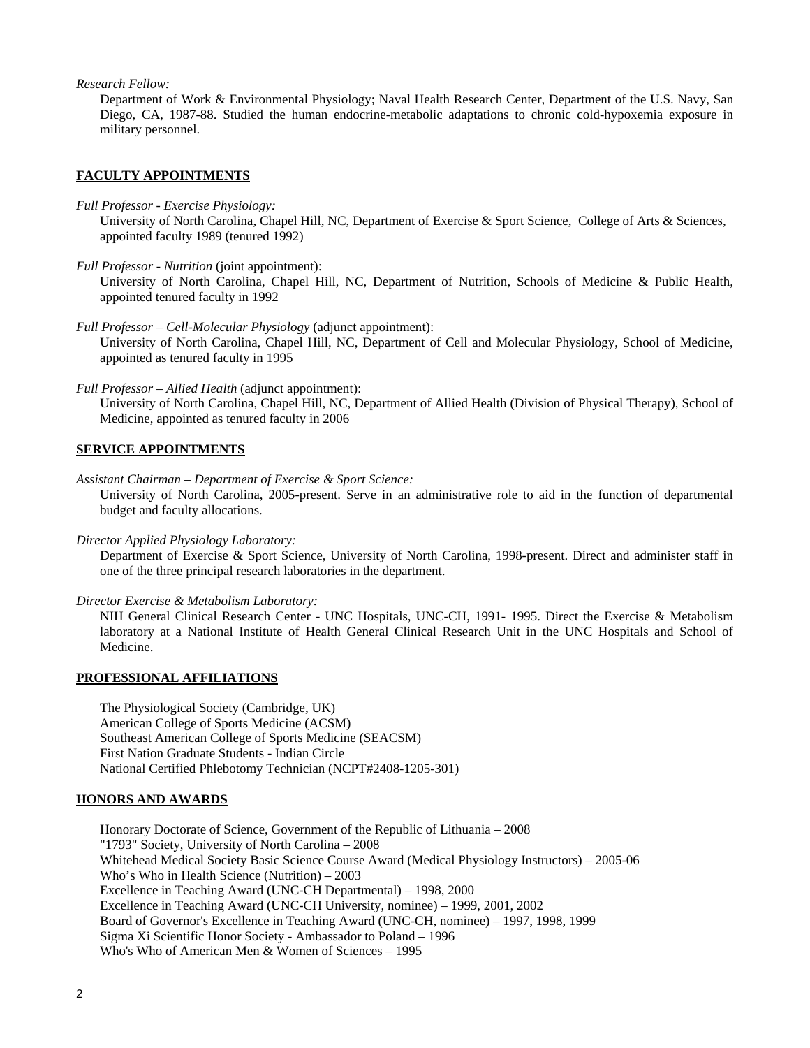*Research Fellow:*

Department of Work & Environmental Physiology; Naval Health Research Center, Department of the U.S. Navy, San Diego, CA, 1987-88. Studied the human endocrine-metabolic adaptations to chronic cold-hypoxemia exposure in military personnel.

## FACULTY APPOINTMENTS

*Full Professor - Exercise Physiology:*

University of North Carolina, Chapel Hill, NC, Department of Exercise & Sport Science, College of Arts & Sciences, appointed faculty 1989 (tenured 1992)

*Full Professor - Nutrition* (joint appointment):

University of North Carolina, Chapel Hill, NC, Department of Nutrition, Schools of Medicine & Public Health, appointed tenured faculty in 1992

*Full Professor – Cell-Molecular Physiology* (adjunct appointment):

University of North Carolina, Chapel Hill, NC, Department of Cell and Molecular Physiology, School of Medicine, appointed as tenured faculty in 1995

*Full Professor – Allied Health* (adjunct appointment):

University of North Carolina, Chapel Hill, NC, Department of Allied Health (Division of Physical Therapy), School of Medicine, appointed as tenured faculty in 2006

## SERVICE APPOINTMENTS

*Assistant Chairman – Department of Exercise & Sport Science:*

University of North Carolina, 2005-present. Serve in an administrative role to aid in the function of departmental budget and faculty allocations.

*Director Applied Physiology Laboratory:*

Department of Exercise & Sport Science, University of North Carolina, 1998-present. Direct and administer staff in one of the three principal research laboratories in the department.

*Director Exercise & Metabolism Laboratory:*

NIH General Clinical Research Center - UNC Hospitals, UNC-CH, 1991- 1995. Direct the Exercise & Metabolism laboratory at a National Institute of Health General Clinical Research Unit in the UNC Hospitals and School of Medicine.

## PROFESSIONAL AFFILIATIONS

The Physiological Society (Cambridge, UK)
American College of Sports Medicine (ACSM)
Southeast American College of Sports Medicine (SEACSM)
First Nation Graduate Students - Indian Circle
National Certified Phlebotomy Technician (NCPT#2408-1205-301)

## HONORS AND AWARDS

Honorary Doctorate of Science, Government of the Republic of Lithuania – 2008
"1793" Society, University of North Carolina – 2008
Whitehead Medical Society Basic Science Course Award (Medical Physiology Instructors) – 2005-06
Who's Who in Health Science (Nutrition) – 2003
Excellence in Teaching Award (UNC-CH Departmental) – 1998, 2000
Excellence in Teaching Award (UNC-CH University, nominee) – 1999, 2001, 2002
Board of Governor's Excellence in Teaching Award (UNC-CH, nominee) – 1997, 1998, 1999
Sigma Xi Scientific Honor Society - Ambassador to Poland – 1996
Who's Who of American Men & Women of Sciences – 1995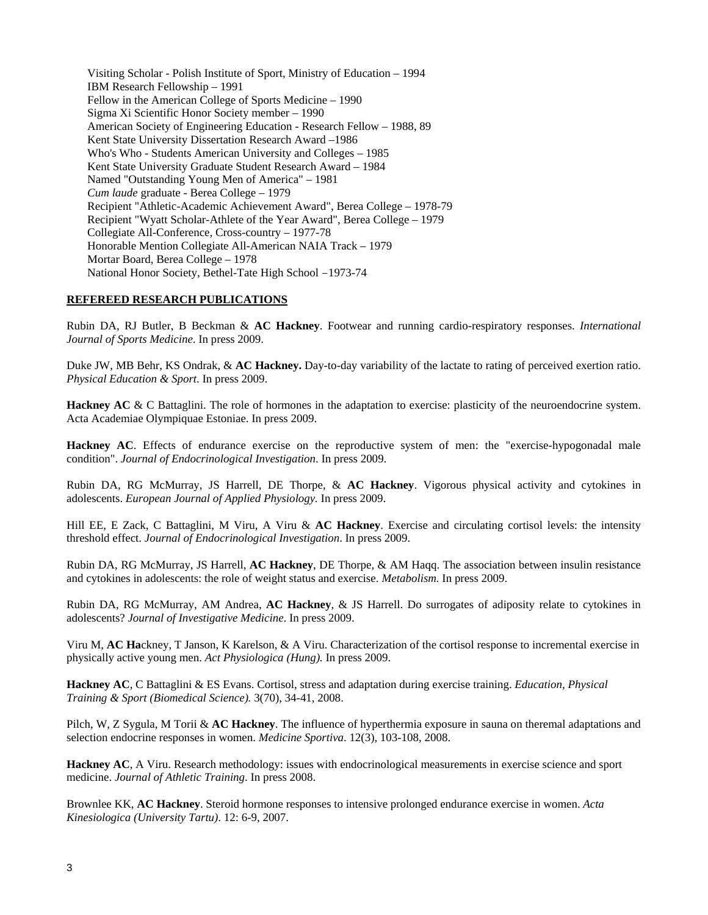Visiting Scholar - Polish Institute of Sport, Ministry of Education – 1994
IBM Research Fellowship – 1991
Fellow in the American College of Sports Medicine – 1990
Sigma Xi Scientific Honor Society member – 1990
American Society of Engineering Education - Research Fellow – 1988, 89
Kent State University Dissertation Research Award –1986
Who's Who - Students American University and Colleges – 1985
Kent State University Graduate Student Research Award – 1984
Named "Outstanding Young Men of America" – 1981
*Cum laude* graduate - Berea College – 1979
Recipient "Athletic-Academic Achievement Award", Berea College – 1978-79
Recipient "Wyatt Scholar-Athlete of the Year Award", Berea College – 1979
Collegiate All-Conference, Cross-country – 1977-78
Honorable Mention Collegiate All-American NAIA Track – 1979
Mortar Board, Berea College – 1978
National Honor Society, Bethel-Tate High School –1973-74

## REFEREED RESEARCH PUBLICATIONS

Rubin DA, RJ Butler, B Beckman & **AC Hackney**. Footwear and running cardio-respiratory responses. *International Journal of Sports Medicine*. In press 2009.

Duke JW, MB Behr, KS Ondrak, & **AC Hackney.** Day-to-day variability of the lactate to rating of perceived exertion ratio. *Physical Education & Sport*. In press 2009.

**Hackney AC** & C Battaglini. The role of hormones in the adaptation to exercise: plasticity of the neuroendocrine system. Acta Academiae Olympiquae Estoniae. In press 2009.

**Hackney AC**. Effects of endurance exercise on the reproductive system of men: the "exercise-hypogonadal male condition". *Journal of Endocrinological Investigation*. In press 2009.

Rubin DA, RG McMurray, JS Harrell, DE Thorpe, & **AC Hackney**. Vigorous physical activity and cytokines in adolescents. *European Journal of Applied Physiology.* In press 2009.

Hill EE, E Zack, C Battaglini, M Viru, A Viru & **AC Hackney**. Exercise and circulating cortisol levels: the intensity threshold effect. *Journal of Endocrinological Investigation*. In press 2009.

Rubin DA, RG McMurray, JS Harrell, **AC Hackney**, DE Thorpe, & AM Haqq. The association between insulin resistance and cytokines in adolescents: the role of weight status and exercise. *Metabolism.* In press 2009.

Rubin DA, RG McMurray, AM Andrea, **AC Hackney**, & JS Harrell. Do surrogates of adiposity relate to cytokines in adolescents? *Journal of Investigative Medicine*. In press 2009.

Viru M, **AC Ha**ckney, T Janson, K Karelson, & A Viru. Characterization of the cortisol response to incremental exercise in physically active young men. *Act Physiologica (Hung).* In press 2009.

**Hackney AC**, C Battaglini & ES Evans. Cortisol, stress and adaptation during exercise training. *Education, Physical Training & Sport (Biomedical Science).* 3(70), 34-41, 2008.

Pilch, W, Z Sygula, M Torii & **AC Hackney**. The influence of hyperthermia exposure in sauna on theremal adaptations and selection endocrine responses in women. *Medicine Sportiva*. 12(3), 103-108, 2008.

**Hackney AC**, A Viru. Research methodology: issues with endocrinological measurements in exercise science and sport medicine. *Journal of Athletic Training*. In press 2008.

Brownlee KK, **AC Hackney**. Steroid hormone responses to intensive prolonged endurance exercise in women. *Acta Kinesiologica (University Tartu)*. 12: 6-9, 2007.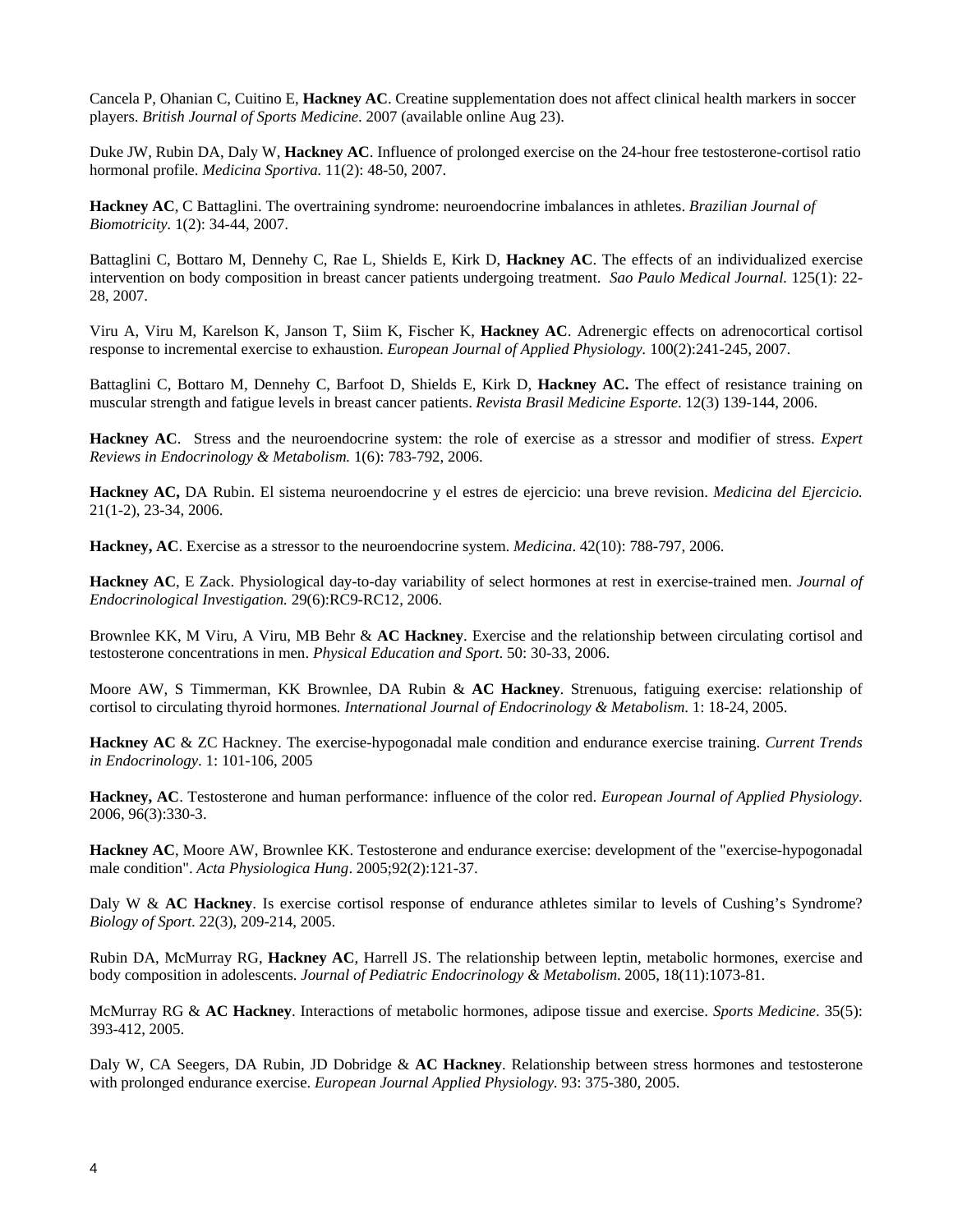Cancela P, Ohanian C, Cuitino E, **Hackney AC**. Creatine supplementation does not affect clinical health markers in soccer players. *British Journal of Sports Medicine*. 2007 (available online Aug 23).

Duke JW, Rubin DA, Daly W, **Hackney AC**. Influence of prolonged exercise on the 24-hour free testosterone-cortisol ratio hormonal profile. *Medicina Sportiva.* 11(2): 48-50, 2007.

**Hackney AC**, C Battaglini. The overtraining syndrome: neuroendocrine imbalances in athletes. *Brazilian Journal of Biomotricity*. 1(2): 34-44, 2007.

Battaglini C, Bottaro M, Dennehy C, Rae L, Shields E, Kirk D, **Hackney AC**. The effects of an individualized exercise intervention on body composition in breast cancer patients undergoing treatment. *Sao Paulo Medical Journal.* 125(1): 22-28, 2007.

Viru A, Viru M, Karelson K, Janson T, Siim K, Fischer K, **Hackney AC**. Adrenergic effects on adrenocortical cortisol response to incremental exercise to exhaustion. *European Journal of Applied Physiology*. 100(2):241-245, 2007.

Battaglini C, Bottaro M, Dennehy C, Barfoot D, Shields E, Kirk D, **Hackney AC.** The effect of resistance training on muscular strength and fatigue levels in breast cancer patients. *Revista Brasil Medicine Esporte*. 12(3) 139-144, 2006.

**Hackney AC**. Stress and the neuroendocrine system: the role of exercise as a stressor and modifier of stress. *Expert Reviews in Endocrinology & Metabolism.* 1(6): 783-792, 2006.

**Hackney AC,** DA Rubin. El sistema neuroendocrine y el estres de ejercicio: una breve revision. *Medicina del Ejercicio.* 21(1-2), 23-34, 2006.

**Hackney, AC**. Exercise as a stressor to the neuroendocrine system. *Medicina*. 42(10): 788-797, 2006.

**Hackney AC**, E Zack. Physiological day-to-day variability of select hormones at rest in exercise-trained men. *Journal of Endocrinological Investigation.* 29(6):RC9-RC12, 2006.

Brownlee KK, M Viru, A Viru, MB Behr & **AC Hackney**. Exercise and the relationship between circulating cortisol and testosterone concentrations in men. *Physical Education and Sport*. 50: 30-33, 2006.

Moore AW, S Timmerman, KK Brownlee, DA Rubin & **AC Hackney**. Strenuous, fatiguing exercise: relationship of cortisol to circulating thyroid hormones*. International Journal of Endocrinology & Metabolism*. 1: 18-24, 2005.

**Hackney AC** & ZC Hackney. The exercise-hypogonadal male condition and endurance exercise training. *Current Trends in Endocrinology*. 1: 101-106, 2005

**Hackney, AC**. Testosterone and human performance: influence of the color red. *European Journal of Applied Physiology*. 2006, 96(3):330-3.

**Hackney AC**, Moore AW, Brownlee KK. Testosterone and endurance exercise: development of the "exercise-hypogonadal male condition". *Acta Physiologica Hung*. 2005;92(2):121-37.

Daly W & **AC Hackney**. Is exercise cortisol response of endurance athletes similar to levels of Cushing's Syndrome? *Biology of Sport*. 22(3), 209-214, 2005.

Rubin DA, McMurray RG, **Hackney AC**, Harrell JS. The relationship between leptin, metabolic hormones, exercise and body composition in adolescents. *Journal of Pediatric Endocrinology & Metabolism*. 2005, 18(11):1073-81.

McMurray RG & **AC Hackney**. Interactions of metabolic hormones, adipose tissue and exercise. *Sports Medicine*. 35(5): 393-412, 2005.

Daly W, CA Seegers, DA Rubin, JD Dobridge & **AC Hackney**. Relationship between stress hormones and testosterone with prolonged endurance exercise. *European Journal Applied Physiology*. 93: 375-380, 2005.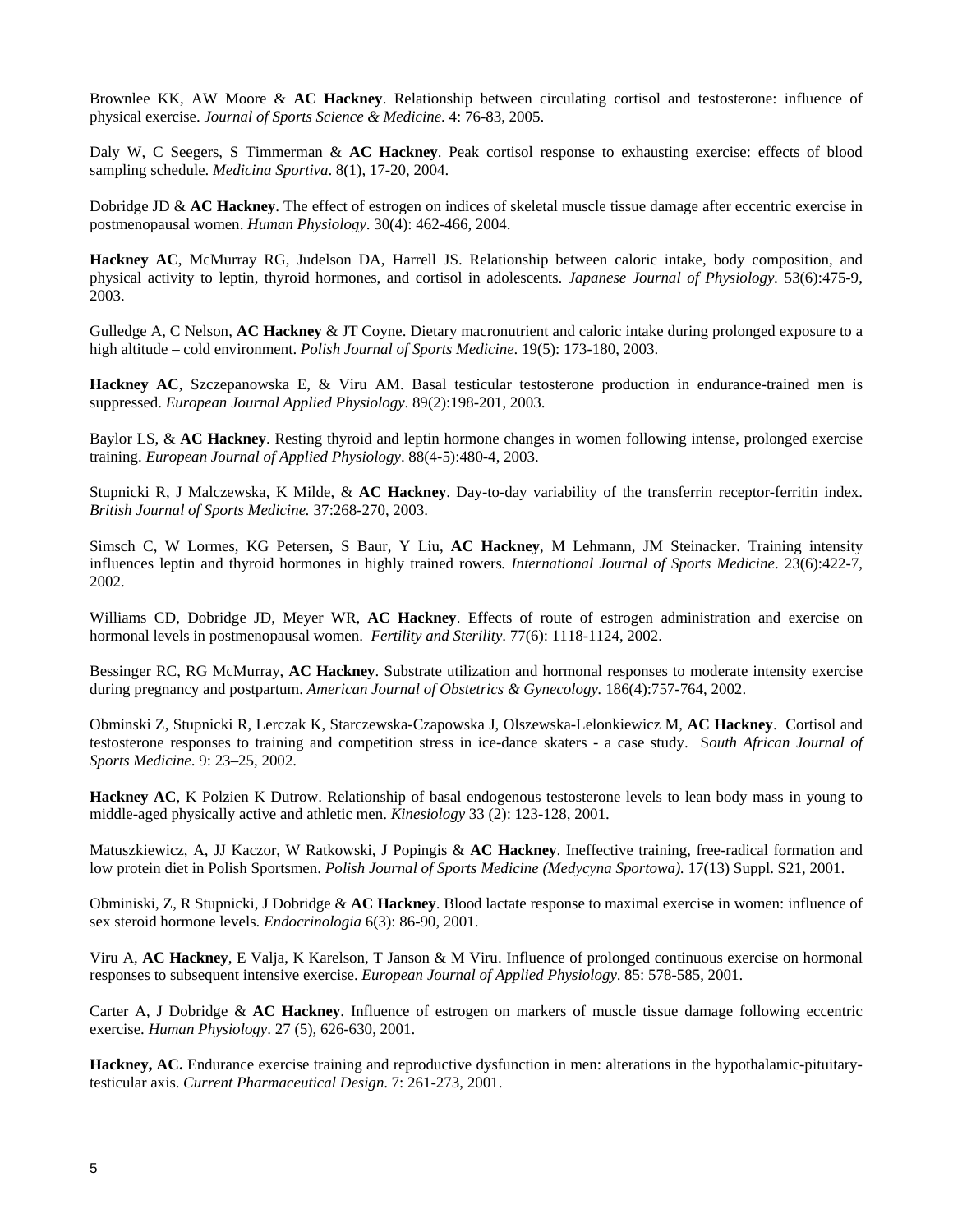Brownlee KK, AW Moore & **AC Hackney**. Relationship between circulating cortisol and testosterone: influence of physical exercise. *Journal of Sports Science & Medicine*. 4: 76-83, 2005.

Daly W, C Seegers, S Timmerman & **AC Hackney**. Peak cortisol response to exhausting exercise: effects of blood sampling schedule. *Medicina Sportiva*. 8(1), 17-20, 2004.

Dobridge JD & **AC Hackney**. The effect of estrogen on indices of skeletal muscle tissue damage after eccentric exercise in postmenopausal women. *Human Physiology*. 30(4): 462-466, 2004.

**Hackney AC**, McMurray RG, Judelson DA, Harrell JS. Relationship between caloric intake, body composition, and physical activity to leptin, thyroid hormones, and cortisol in adolescents. *Japanese Journal of Physiology.* 53(6):475-9, 2003.

Gulledge A, C Nelson, **AC Hackney** & JT Coyne. Dietary macronutrient and caloric intake during prolonged exposure to a high altitude – cold environment. *Polish Journal of Sports Medicine*. 19(5): 173-180, 2003.

**Hackney AC**, Szczepanowska E, & Viru AM. Basal testicular testosterone production in endurance-trained men is suppressed. *European Journal Applied Physiology*. 89(2):198-201, 2003.

Baylor LS, & **AC Hackney**. Resting thyroid and leptin hormone changes in women following intense, prolonged exercise training. *European Journal of Applied Physiology*. 88(4-5):480-4, 2003.

Stupnicki R, J Malczewska, K Milde, & **AC Hackney**. Day-to-day variability of the transferrin receptor-ferritin index. *British Journal of Sports Medicine.* 37:268-270, 2003.

Simsch C, W Lormes, KG Petersen, S Baur, Y Liu, **AC Hackney**, M Lehmann, JM Steinacker. Training intensity influences leptin and thyroid hormones in highly trained rowers*. International Journal of Sports Medicine*. 23(6):422-7, 2002.

Williams CD, Dobridge JD, Meyer WR, **AC Hackney**. Effects of route of estrogen administration and exercise on hormonal levels in postmenopausal women. *Fertility and Sterility*. 77(6): 1118-1124, 2002.

Bessinger RC, RG McMurray, **AC Hackney**. Substrate utilization and hormonal responses to moderate intensity exercise during pregnancy and postpartum. *American Journal of Obstetrics & Gynecology.* 186(4):757-764, 2002.

Obminski Z, Stupnicki R, Lerczak K, Starczewska-Czapowska J, Olszewska-Lelonkiewicz M, **AC Hackney**. Cortisol and testosterone responses to training and competition stress in ice-dance skaters - a case study. *South African Journal of Sports Medicine*. 9: 23–25, 2002.

**Hackney AC**, K Polzien K Dutrow. Relationship of basal endogenous testosterone levels to lean body mass in young to middle-aged physically active and athletic men. *Kinesiology* 33 (2): 123-128, 2001.

Matuszkiewicz, A, JJ Kaczor, W Ratkowski, J Popingis & **AC Hackney**. Ineffective training, free-radical formation and low protein diet in Polish Sportsmen. *Polish Journal of Sports Medicine (Medycyna Sportowa).* 17(13) Suppl. S21, 2001.

Obminiski, Z, R Stupnicki, J Dobridge & **AC Hackney**. Blood lactate response to maximal exercise in women: influence of sex steroid hormone levels. *Endocrinologia* 6(3): 86-90, 2001.

Viru A, **AC Hackney**, E Valja, K Karelson, T Janson & M Viru. Influence of prolonged continuous exercise on hormonal responses to subsequent intensive exercise. *European Journal of Applied Physiology*. 85: 578-585, 2001.

Carter A, J Dobridge & **AC Hackney**. Influence of estrogen on markers of muscle tissue damage following eccentric exercise. *Human Physiology*. 27 (5), 626-630, 2001.

**Hackney, AC.** Endurance exercise training and reproductive dysfunction in men: alterations in the hypothalamic-pituitary-testicular axis. *Current Pharmaceutical Design*. 7: 261-273, 2001.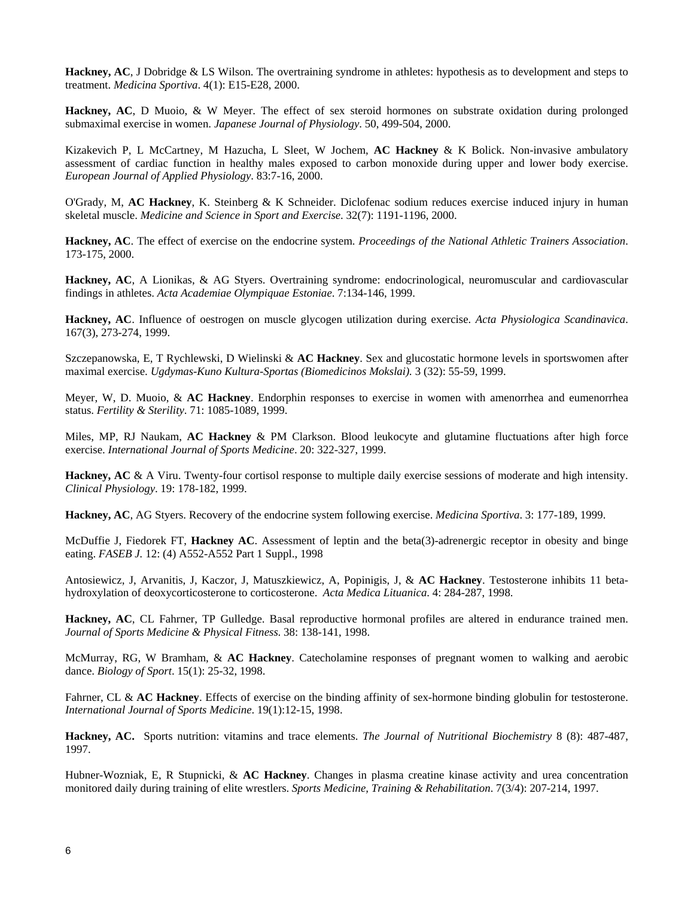**Hackney, AC**, J Dobridge & LS Wilson. The overtraining syndrome in athletes: hypothesis as to development and steps to treatment. *Medicina Sportiva*. 4(1): E15-E28, 2000.

**Hackney, AC**, D Muoio, & W Meyer. The effect of sex steroid hormones on substrate oxidation during prolonged submaximal exercise in women. *Japanese Journal of Physiology*. 50, 499-504, 2000.

Kizakevich P, L McCartney, M Hazucha, L Sleet, W Jochem, **AC Hackney** & K Bolick. Non-invasive ambulatory assessment of cardiac function in healthy males exposed to carbon monoxide during upper and lower body exercise. *European Journal of Applied Physiology*. 83:7-16, 2000.

O'Grady, M, **AC Hackney**, K. Steinberg & K Schneider. Diclofenac sodium reduces exercise induced injury in human skeletal muscle. *Medicine and Science in Sport and Exercise*. 32(7): 1191-1196, 2000.

**Hackney, AC**. The effect of exercise on the endocrine system. *Proceedings of the National Athletic Trainers Association*. 173-175, 2000.

**Hackney, AC**, A Lionikas, & AG Styers. Overtraining syndrome: endocrinological, neuromuscular and cardiovascular findings in athletes. *Acta Academiae Olympiquae Estoniae*. 7:134-146, 1999.

**Hackney, AC**. Influence of oestrogen on muscle glycogen utilization during exercise. *Acta Physiologica Scandinavica*. 167(3), 273-274, 1999.

Szczepanowska, E, T Rychlewski, D Wielinski & **AC Hackney**. Sex and glucostatic hormone levels in sportswomen after maximal exercise. *Ugdymas-Kuno Kultura-Sportas (Biomedicinos Mokslai).* 3 (32): 55-59, 1999.

Meyer, W, D. Muoio, & **AC Hackney**. Endorphin responses to exercise in women with amenorrhea and eumenorrhea status. *Fertility & Sterility*. 71: 1085-1089, 1999.

Miles, MP, RJ Naukam, **AC Hackney** & PM Clarkson. Blood leukocyte and glutamine fluctuations after high force exercise. *International Journal of Sports Medicine*. 20: 322-327, 1999.

**Hackney, AC** & A Viru. Twenty-four cortisol response to multiple daily exercise sessions of moderate and high intensity. *Clinical Physiology*. 19: 178-182, 1999.

**Hackney, AC**, AG Styers. Recovery of the endocrine system following exercise. *Medicina Sportiva*. 3: 177-189, 1999.

McDuffie J, Fiedorek FT, **Hackney AC**. Assessment of leptin and the beta(3)-adrenergic receptor in obesity and binge eating. *FASEB J.* 12: (4) A552-A552 Part 1 Suppl., 1998

Antosiewicz, J, Arvanitis, J, Kaczor, J, Matuszkiewicz, A, Popinigis, J, & **AC Hackney**. Testosterone inhibits 11 beta-hydroxylation of deoxycorticosterone to corticosterone. *Acta Medica Lituanica*. 4: 284-287, 1998.

**Hackney, AC**, CL Fahrner, TP Gulledge. Basal reproductive hormonal profiles are altered in endurance trained men. *Journal of Sports Medicine & Physical Fitness*. 38: 138-141, 1998.

McMurray, RG, W Bramham, & **AC Hackney**. Catecholamine responses of pregnant women to walking and aerobic dance. *Biology of Sport*. 15(1): 25-32, 1998.

Fahrner, CL & **AC Hackney**. Effects of exercise on the binding affinity of sex-hormone binding globulin for testosterone. *International Journal of Sports Medicine*. 19(1):12-15, 1998.

**Hackney, AC.** Sports nutrition: vitamins and trace elements. *The Journal of Nutritional Biochemistry* 8 (8): 487-487, 1997.

Hubner-Wozniak, E, R Stupnicki, & **AC Hackney**. Changes in plasma creatine kinase activity and urea concentration monitored daily during training of elite wrestlers. *Sports Medicine, Training & Rehabilitation*. 7(3/4): 207-214, 1997.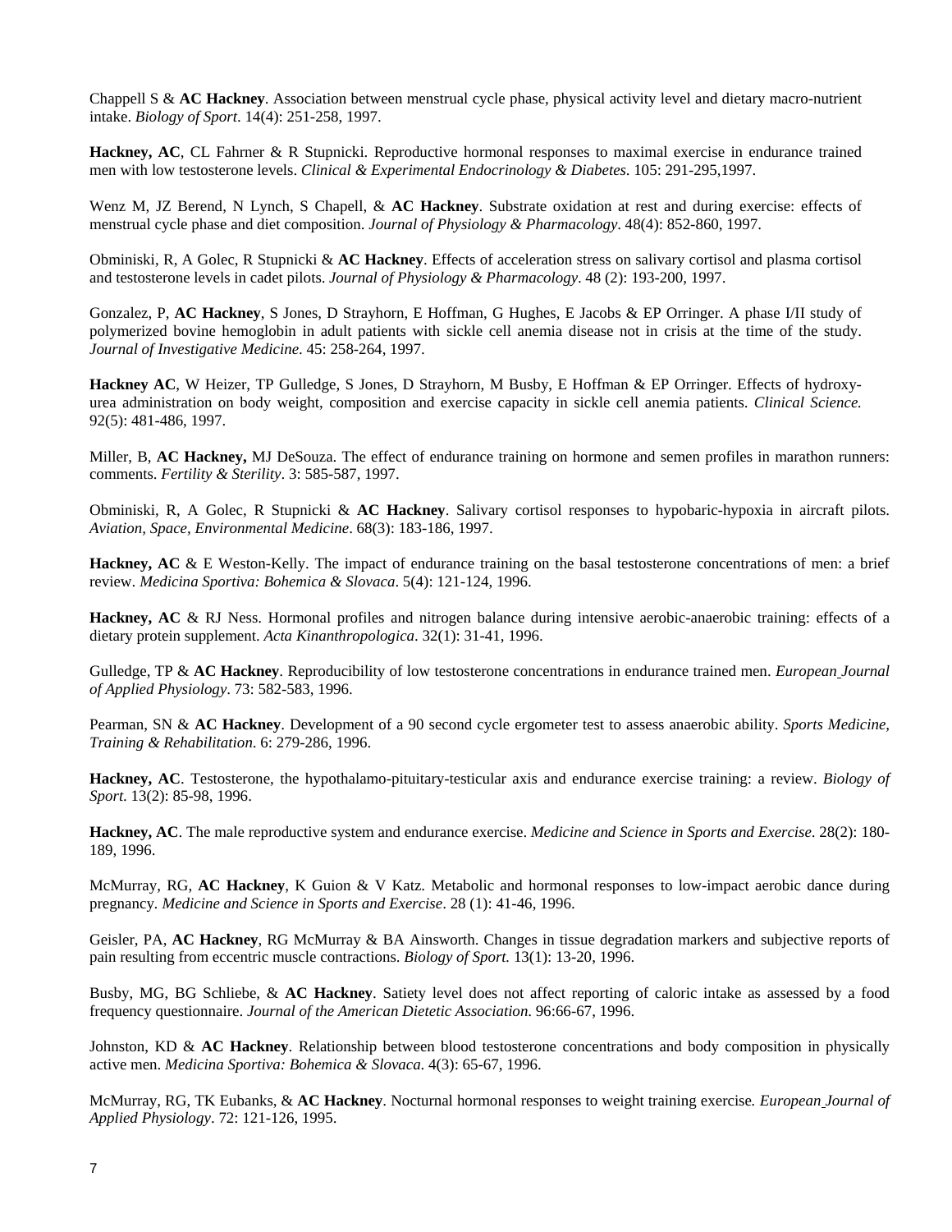Chappell S & **AC Hackney**. Association between menstrual cycle phase, physical activity level and dietary macro-nutrient intake. *Biology of Sport*. 14(4): 251-258, 1997.

**Hackney, AC**, CL Fahrner & R Stupnicki. Reproductive hormonal responses to maximal exercise in endurance trained men with low testosterone levels. *Clinical & Experimental Endocrinology & Diabetes*. 105: 291-295,1997.

Wenz M, JZ Berend, N Lynch, S Chapell, & **AC Hackney**. Substrate oxidation at rest and during exercise: effects of menstrual cycle phase and diet composition. *Journal of Physiology & Pharmacology*. 48(4): 852-860, 1997.

Obminiski, R, A Golec, R Stupnicki & **AC Hackney**. Effects of acceleration stress on salivary cortisol and plasma cortisol and testosterone levels in cadet pilots. *Journal of Physiology & Pharmacology*. 48 (2): 193-200, 1997.

Gonzalez, P, **AC Hackney**, S Jones, D Strayhorn, E Hoffman, G Hughes, E Jacobs & EP Orringer. A phase I/II study of polymerized bovine hemoglobin in adult patients with sickle cell anemia disease not in crisis at the time of the study. *Journal of Investigative Medicine.* 45: 258-264, 1997.

**Hackney AC**, W Heizer, TP Gulledge, S Jones, D Strayhorn, M Busby, E Hoffman & EP Orringer. Effects of hydroxy-urea administration on body weight, composition and exercise capacity in sickle cell anemia patients. *Clinical Science.* 92(5): 481-486, 1997.

Miller, B, **AC Hackney,** MJ DeSouza. The effect of endurance training on hormone and semen profiles in marathon runners: comments. *Fertility & Sterility*. 3: 585-587, 1997.

Obminiski, R, A Golec, R Stupnicki & **AC Hackney**. Salivary cortisol responses to hypobaric-hypoxia in aircraft pilots. *Aviation, Space, Environmental Medicine*. 68(3): 183-186, 1997.

**Hackney, AC** & E Weston-Kelly. The impact of endurance training on the basal testosterone concentrations of men: a brief review. *Medicina Sportiva: Bohemica & Slovaca*. 5(4): 121-124, 1996.

**Hackney, AC** & RJ Ness. Hormonal profiles and nitrogen balance during intensive aerobic-anaerobic training: effects of a dietary protein supplement. *Acta Kinanthropologica*. 32(1): 31-41, 1996.

Gulledge, TP & **AC Hackney**. Reproducibility of low testosterone concentrations in endurance trained men. *European Journal of Applied Physiology*. 73: 582-583, 1996.

Pearman, SN & **AC Hackney**. Development of a 90 second cycle ergometer test to assess anaerobic ability. *Sports Medicine, Training & Rehabilitation*. 6: 279-286, 1996.

**Hackney, AC**. Testosterone, the hypothalamo-pituitary-testicular axis and endurance exercise training: a review. *Biology of Sport*. 13(2): 85-98, 1996.

**Hackney, AC**. The male reproductive system and endurance exercise. *Medicine and Science in Sports and Exercise*. 28(2): 180-189, 1996.

McMurray, RG, **AC Hackney**, K Guion & V Katz. Metabolic and hormonal responses to low-impact aerobic dance during pregnancy. *Medicine and Science in Sports and Exercise*. 28 (1): 41-46, 1996.

Geisler, PA, **AC Hackney**, RG McMurray & BA Ainsworth. Changes in tissue degradation markers and subjective reports of pain resulting from eccentric muscle contractions. *Biology of Sport.* 13(1): 13-20, 1996.

Busby, MG, BG Schliebe, & **AC Hackney**. Satiety level does not affect reporting of caloric intake as assessed by a food frequency questionnaire. *Journal of the American Dietetic Association*. 96:66-67, 1996.

Johnston, KD & **AC Hackney**. Relationship between blood testosterone concentrations and body composition in physically active men. *Medicina Sportiva: Bohemica & Slovaca*. 4(3): 65-67, 1996.

McMurray, RG, TK Eubanks, & **AC Hackney**. Nocturnal hormonal responses to weight training exercise. *European Journal of Applied Physiology*. 72: 121-126, 1995.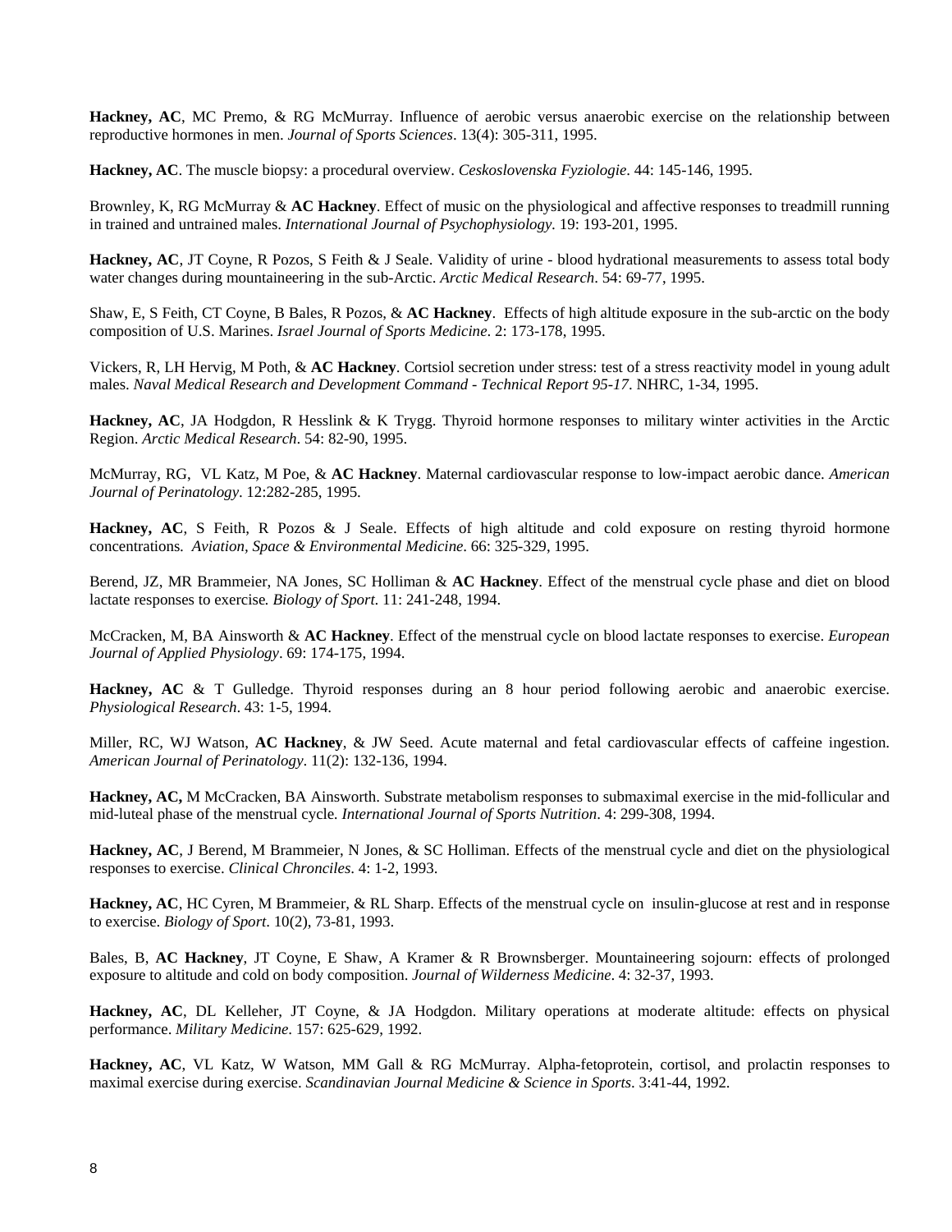**Hackney, AC**, MC Premo, & RG McMurray. Influence of aerobic versus anaerobic exercise on the relationship between reproductive hormones in men. *Journal of Sports Sciences*. 13(4): 305-311, 1995.

**Hackney, AC**. The muscle biopsy: a procedural overview. *Ceskoslovenska Fyziologie*. 44: 145-146, 1995.

Brownley, K, RG McMurray & **AC Hackney**. Effect of music on the physiological and affective responses to treadmill running in trained and untrained males. *International Journal of Psychophysiology*. 19: 193-201, 1995.

**Hackney, AC**, JT Coyne, R Pozos, S Feith & J Seale. Validity of urine - blood hydrational measurements to assess total body water changes during mountaineering in the sub-Arctic. *Arctic Medical Research*. 54: 69-77, 1995.

Shaw, E, S Feith, CT Coyne, B Bales, R Pozos, & **AC Hackney**. Effects of high altitude exposure in the sub-arctic on the body composition of U.S. Marines. *Israel Journal of Sports Medicine*. 2: 173-178, 1995.

Vickers, R, LH Hervig, M Poth, & **AC Hackney**. Cortsiol secretion under stress: test of a stress reactivity model in young adult males. *Naval Medical Research and Development Command - Technical Report 95-17*. NHRC, 1-34, 1995.

**Hackney, AC**, JA Hodgdon, R Hesslink & K Trygg. Thyroid hormone responses to military winter activities in the Arctic Region. *Arctic Medical Research*. 54: 82-90, 1995.

McMurray, RG, VL Katz, M Poe, & **AC Hackney**. Maternal cardiovascular response to low-impact aerobic dance. *American Journal of Perinatology*. 12:282-285, 1995.

**Hackney, AC**, S Feith, R Pozos & J Seale. Effects of high altitude and cold exposure on resting thyroid hormone concentrations. *Aviation, Space & Environmental Medicine*. 66: 325-329, 1995.

Berend, JZ, MR Brammeier, NA Jones, SC Holliman & **AC Hackney**. Effect of the menstrual cycle phase and diet on blood lactate responses to exercise. *Biology of Sport*. 11: 241-248, 1994.

McCracken, M, BA Ainsworth & **AC Hackney**. Effect of the menstrual cycle on blood lactate responses to exercise. *European Journal of Applied Physiology*. 69: 174-175, 1994.

**Hackney, AC** & T Gulledge. Thyroid responses during an 8 hour period following aerobic and anaerobic exercise. *Physiological Research*. 43: 1-5, 1994.

Miller, RC, WJ Watson, **AC Hackney**, & JW Seed. Acute maternal and fetal cardiovascular effects of caffeine ingestion. *American Journal of Perinatology*. 11(2): 132-136, 1994.

**Hackney, AC,** M McCracken, BA Ainsworth. Substrate metabolism responses to submaximal exercise in the mid-follicular and mid-luteal phase of the menstrual cycle. *International Journal of Sports Nutrition*. 4: 299-308, 1994.

**Hackney, AC**, J Berend, M Brammeier, N Jones, & SC Holliman. Effects of the menstrual cycle and diet on the physiological responses to exercise. *Clinical Chronciles*. 4: 1-2, 1993.

**Hackney, AC**, HC Cyren, M Brammeier, & RL Sharp. Effects of the menstrual cycle on insulin-glucose at rest and in response to exercise. *Biology of Sport*. 10(2), 73-81, 1993.

Bales, B, **AC Hackney**, JT Coyne, E Shaw, A Kramer & R Brownsberger. Mountaineering sojourn: effects of prolonged exposure to altitude and cold on body composition. *Journal of Wilderness Medicine*. 4: 32-37, 1993.

**Hackney, AC**, DL Kelleher, JT Coyne, & JA Hodgdon. Military operations at moderate altitude: effects on physical performance. *Military Medicine*. 157: 625-629, 1992.

**Hackney, AC**, VL Katz, W Watson, MM Gall & RG McMurray. Alpha-fetoprotein, cortisol, and prolactin responses to maximal exercise during exercise. *Scandinavian Journal Medicine & Science in Sports*. 3:41-44, 1992.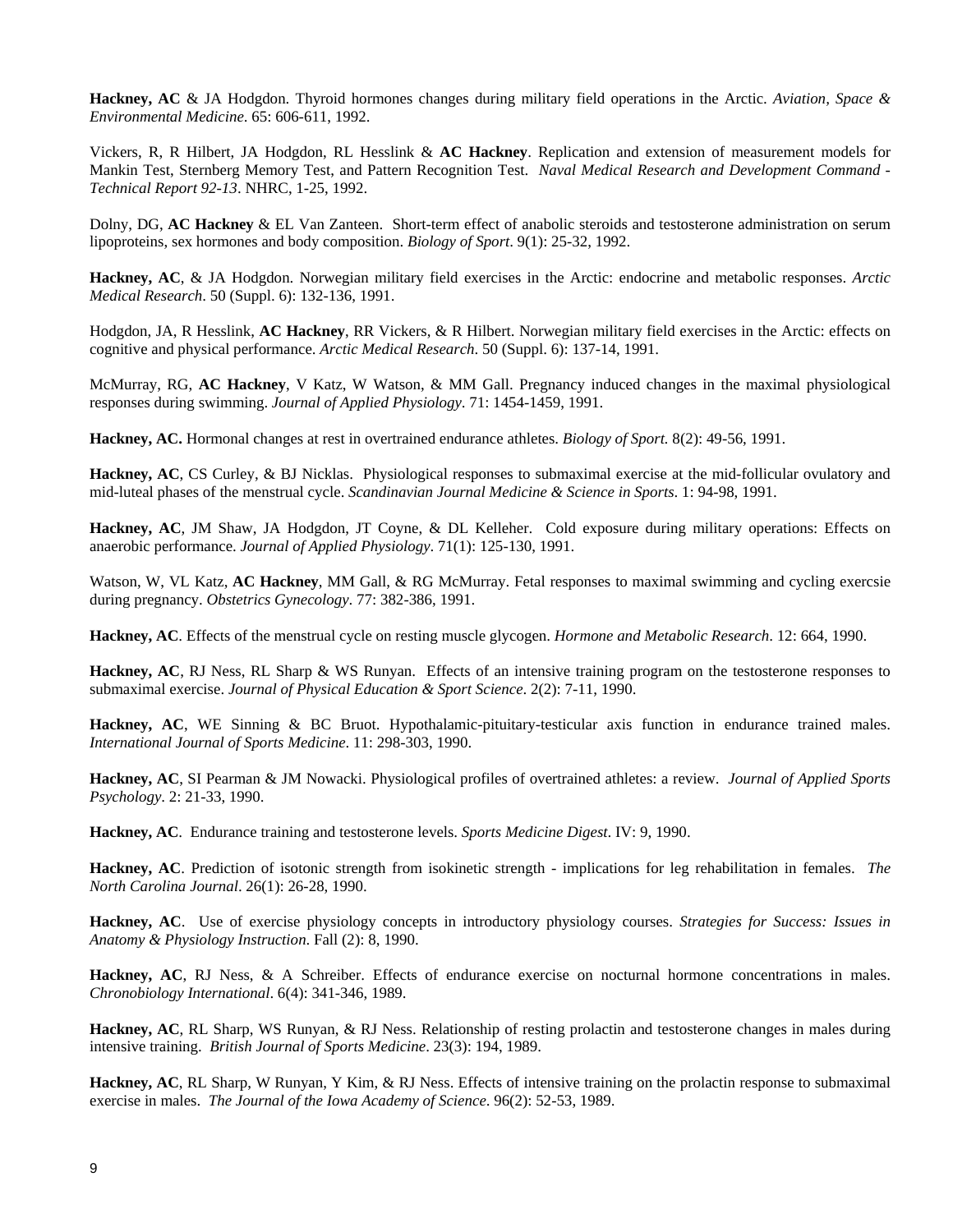**Hackney, AC** & JA Hodgdon. Thyroid hormones changes during military field operations in the Arctic. *Aviation, Space & Environmental Medicine*. 65: 606-611, 1992.

Vickers, R, R Hilbert, JA Hodgdon, RL Hesslink & **AC Hackney**. Replication and extension of measurement models for Mankin Test, Sternberg Memory Test, and Pattern Recognition Test. *Naval Medical Research and Development Command - Technical Report 92-13*. NHRC, 1-25, 1992.

Dolny, DG, **AC Hackney** & EL Van Zanteen. Short-term effect of anabolic steroids and testosterone administration on serum lipoproteins, sex hormones and body composition. *Biology of Sport*. 9(1): 25-32, 1992.

**Hackney, AC**, & JA Hodgdon. Norwegian military field exercises in the Arctic: endocrine and metabolic responses. *Arctic Medical Research*. 50 (Suppl. 6): 132-136, 1991.

Hodgdon, JA, R Hesslink, **AC Hackney**, RR Vickers, & R Hilbert. Norwegian military field exercises in the Arctic: effects on cognitive and physical performance. *Arctic Medical Research*. 50 (Suppl. 6): 137-14, 1991.

McMurray, RG, **AC Hackney**, V Katz, W Watson, & MM Gall. Pregnancy induced changes in the maximal physiological responses during swimming. *Journal of Applied Physiology*. 71: 1454-1459, 1991.

**Hackney, AC.** Hormonal changes at rest in overtrained endurance athletes. *Biology of Sport.* 8(2): 49-56, 1991.

**Hackney, AC**, CS Curley, & BJ Nicklas. Physiological responses to submaximal exercise at the mid-follicular ovulatory and mid-luteal phases of the menstrual cycle. *Scandinavian Journal Medicine & Science in Sports*. 1: 94-98, 1991.

**Hackney, AC**, JM Shaw, JA Hodgdon, JT Coyne, & DL Kelleher. Cold exposure during military operations: Effects on anaerobic performance. *Journal of Applied Physiology*. 71(1): 125-130, 1991.

Watson, W, VL Katz, **AC Hackney**, MM Gall, & RG McMurray. Fetal responses to maximal swimming and cycling exercsie during pregnancy. *Obstetrics Gynecology*. 77: 382-386, 1991.

**Hackney, AC**. Effects of the menstrual cycle on resting muscle glycogen. *Hormone and Metabolic Research*. 12: 664, 1990.

**Hackney, AC**, RJ Ness, RL Sharp & WS Runyan. Effects of an intensive training program on the testosterone responses to submaximal exercise. *Journal of Physical Education & Sport Science*. 2(2): 7-11, 1990.

**Hackney, AC**, WE Sinning & BC Bruot. Hypothalamic-pituitary-testicular axis function in endurance trained males. *International Journal of Sports Medicine*. 11: 298-303, 1990.

**Hackney, AC**, SI Pearman & JM Nowacki. Physiological profiles of overtrained athletes: a review. *Journal of Applied Sports Psychology*. 2: 21-33, 1990.

**Hackney, AC**. Endurance training and testosterone levels. *Sports Medicine Digest*. IV: 9, 1990.

**Hackney, AC**. Prediction of isotonic strength from isokinetic strength - implications for leg rehabilitation in females. *The North Carolina Journal*. 26(1): 26-28, 1990.

**Hackney, AC**. Use of exercise physiology concepts in introductory physiology courses. *Strategies for Success: Issues in Anatomy & Physiology Instruction*. Fall (2): 8, 1990.

**Hackney, AC**, RJ Ness, & A Schreiber. Effects of endurance exercise on nocturnal hormone concentrations in males. *Chronobiology International*. 6(4): 341-346, 1989.

**Hackney, AC**, RL Sharp, WS Runyan, & RJ Ness. Relationship of resting prolactin and testosterone changes in males during intensive training. *British Journal of Sports Medicine*. 23(3): 194, 1989.

**Hackney, AC**, RL Sharp, W Runyan, Y Kim, & RJ Ness. Effects of intensive training on the prolactin response to submaximal exercise in males. *The Journal of the Iowa Academy of Science*. 96(2): 52-53, 1989.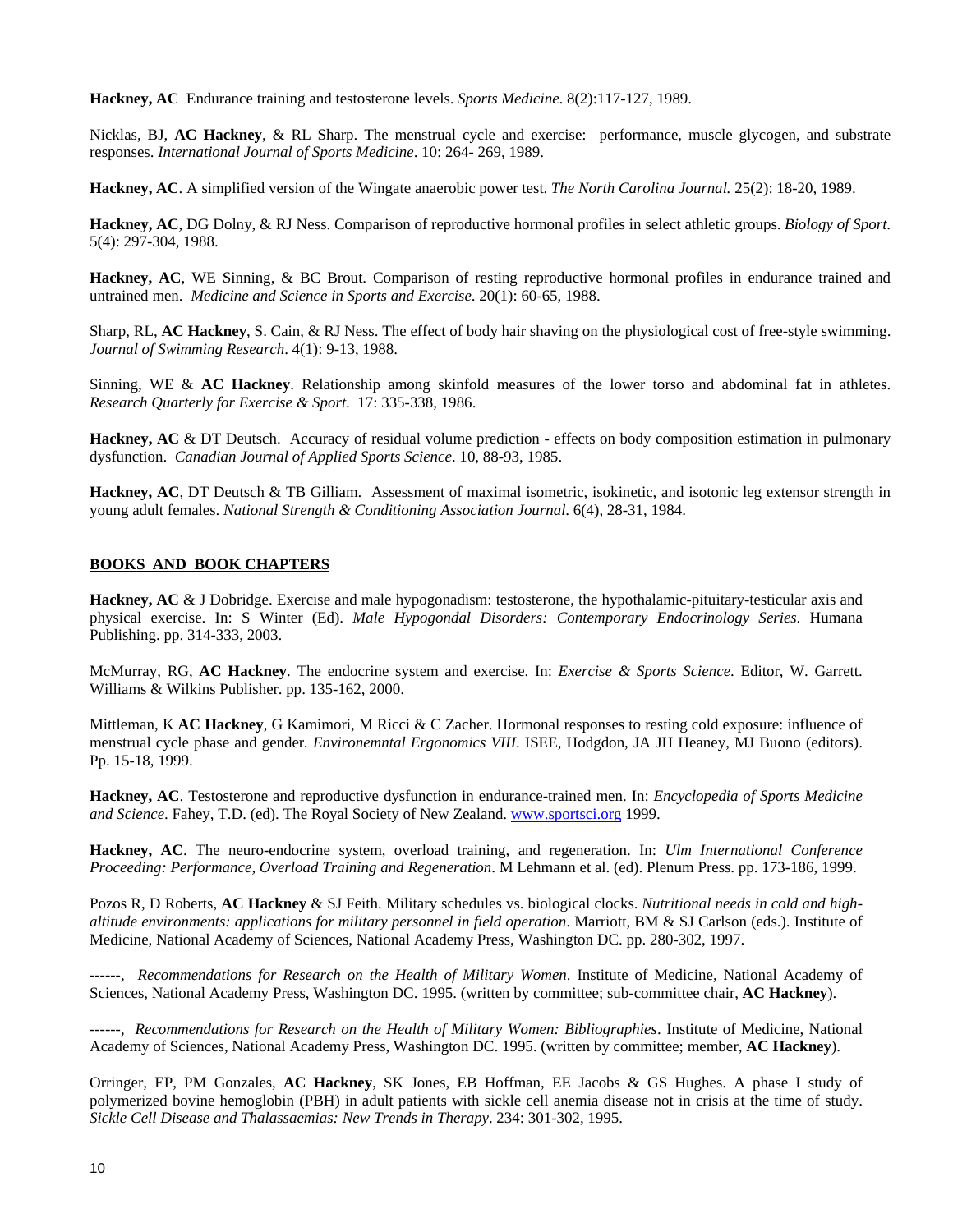**Hackney, AC** Endurance training and testosterone levels. *Sports Medicine*. 8(2):117-127, 1989.

Nicklas, BJ, **AC Hackney**, & RL Sharp. The menstrual cycle and exercise: performance, muscle glycogen, and substrate responses. *International Journal of Sports Medicine*. 10: 264- 269, 1989.

**Hackney, AC**. A simplified version of the Wingate anaerobic power test. *The North Carolina Journal.* 25(2): 18-20, 1989.

**Hackney, AC**, DG Dolny, & RJ Ness. Comparison of reproductive hormonal profiles in select athletic groups. *Biology of Sport*. 5(4): 297-304, 1988.

**Hackney, AC**, WE Sinning, & BC Brout. Comparison of resting reproductive hormonal profiles in endurance trained and untrained men. *Medicine and Science in Sports and Exercise*. 20(1): 60-65, 1988.

Sharp, RL, **AC Hackney**, S. Cain, & RJ Ness. The effect of body hair shaving on the physiological cost of free-style swimming. *Journal of Swimming Research*. 4(1): 9-13, 1988.

Sinning, WE & **AC Hackney**. Relationship among skinfold measures of the lower torso and abdominal fat in athletes. *Research Quarterly for Exercise & Sport*. 17: 335-338, 1986.

**Hackney, AC** & DT Deutsch. Accuracy of residual volume prediction - effects on body composition estimation in pulmonary dysfunction. *Canadian Journal of Applied Sports Science*. 10, 88-93, 1985.

**Hackney, AC**, DT Deutsch & TB Gilliam. Assessment of maximal isometric, isokinetic, and isotonic leg extensor strength in young adult females. *National Strength & Conditioning Association Journal.* 6(4), 28-31, 1984.

## BOOKS AND BOOK CHAPTERS

**Hackney, AC** & J Dobridge. Exercise and male hypogonadism: testosterone, the hypothalamic-pituitary-testicular axis and physical exercise. In: S Winter (Ed). *Male Hypogondal Disorders: Contemporary Endocrinology Series*. Humana Publishing. pp. 314-333, 2003.

McMurray, RG, **AC Hackney**. The endocrine system and exercise. In: *Exercise & Sports Science*. Editor, W. Garrett. Williams & Wilkins Publisher. pp. 135-162, 2000.

Mittleman, K **AC Hackney**, G Kamimori, M Ricci & C Zacher. Hormonal responses to resting cold exposure: influence of menstrual cycle phase and gender. *Environemntal Ergonomics VIII*. ISEE, Hodgdon, JA JH Heaney, MJ Buono (editors). Pp. 15-18, 1999.

**Hackney, AC**. Testosterone and reproductive dysfunction in endurance-trained men. In: *Encyclopedia of Sports Medicine and Science*. Fahey, T.D. (ed). The Royal Society of New Zealand. www.sportsci.org 1999.

**Hackney, AC**. The neuro-endocrine system, overload training, and regeneration. In: *Ulm International Conference Proceeding: Performance, Overload Training and Regeneration*. M Lehmann et al. (ed). Plenum Press. pp. 173-186, 1999.

Pozos R, D Roberts, **AC Hackney** & SJ Feith. Military schedules vs. biological clocks. *Nutritional needs in cold and high-altitude environments: applications for military personnel in field operation*. Marriott, BM & SJ Carlson (eds.). Institute of Medicine, National Academy of Sciences, National Academy Press, Washington DC. pp. 280-302, 1997.

------, *Recommendations for Research on the Health of Military Women*. Institute of Medicine, National Academy of Sciences, National Academy Press, Washington DC. 1995. (written by committee; sub-committee chair, **AC Hackney**).

------, *Recommendations for Research on the Health of Military Women: Bibliographies*. Institute of Medicine, National Academy of Sciences, National Academy Press, Washington DC. 1995. (written by committee; member, **AC Hackney**).

Orringer, EP, PM Gonzales, **AC Hackney**, SK Jones, EB Hoffman, EE Jacobs & GS Hughes. A phase I study of polymerized bovine hemoglobin (PBH) in adult patients with sickle cell anemia disease not in crisis at the time of study. *Sickle Cell Disease and Thalassaemias: New Trends in Therapy*. 234: 301-302, 1995.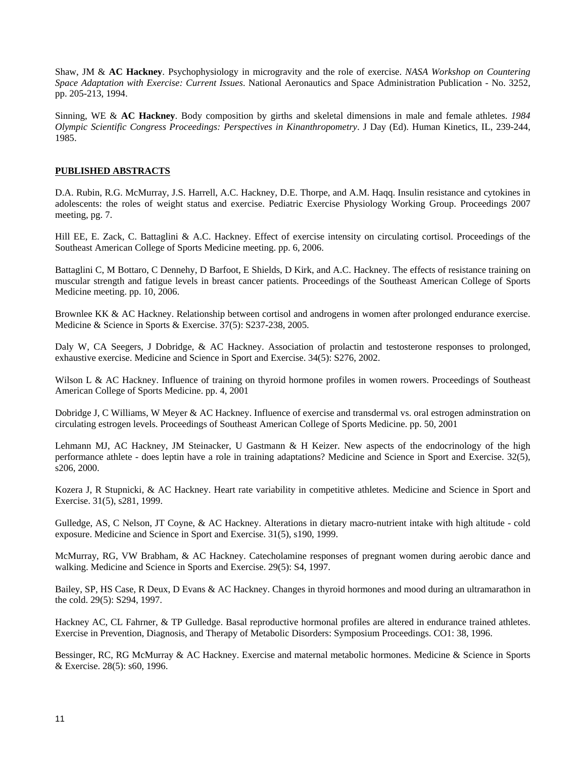Shaw, JM & **AC Hackney**. Psychophysiology in microgravity and the role of exercise. *NASA Workshop on Countering Space Adaptation with Exercise: Current Issues*. National Aeronautics and Space Administration Publication - No. 3252, pp. 205-213, 1994.

Sinning, WE & **AC Hackney**. Body composition by girths and skeletal dimensions in male and female athletes. *1984 Olympic Scientific Congress Proceedings: Perspectives in Kinanthropometry*. J Day (Ed). Human Kinetics, IL, 239-244, 1985.

## PUBLISHED ABSTRACTS

D.A. Rubin, R.G. McMurray, J.S. Harrell, A.C. Hackney, D.E. Thorpe, and A.M. Haqq. Insulin resistance and cytokines in adolescents: the roles of weight status and exercise. Pediatric Exercise Physiology Working Group. Proceedings 2007 meeting, pg. 7.

Hill EE, E. Zack, C. Battaglini & A.C. Hackney. Effect of exercise intensity on circulating cortisol. Proceedings of the Southeast American College of Sports Medicine meeting. pp. 6, 2006.

Battaglini C, M Bottaro, C Dennehy, D Barfoot, E Shields, D Kirk, and A.C. Hackney. The effects of resistance training on muscular strength and fatigue levels in breast cancer patients. Proceedings of the Southeast American College of Sports Medicine meeting. pp. 10, 2006.

Brownlee KK & AC Hackney. Relationship between cortisol and androgens in women after prolonged endurance exercise. Medicine & Science in Sports & Exercise. 37(5): S237-238, 2005.

Daly W, CA Seegers, J Dobridge, & AC Hackney. Association of prolactin and testosterone responses to prolonged, exhaustive exercise. Medicine and Science in Sport and Exercise. 34(5): S276, 2002.

Wilson L & AC Hackney. Influence of training on thyroid hormone profiles in women rowers. Proceedings of Southeast American College of Sports Medicine. pp. 4, 2001

Dobridge J, C Williams, W Meyer & AC Hackney. Influence of exercise and transdermal vs. oral estrogen adminstration on circulating estrogen levels. Proceedings of Southeast American College of Sports Medicine. pp. 50, 2001

Lehmann MJ, AC Hackney, JM Steinacker, U Gastmann & H Keizer. New aspects of the endocrinology of the high performance athlete - does leptin have a role in training adaptations? Medicine and Science in Sport and Exercise. 32(5), s206, 2000.

Kozera J, R Stupnicki, & AC Hackney. Heart rate variability in competitive athletes. Medicine and Science in Sport and Exercise. 31(5), s281, 1999.

Gulledge, AS, C Nelson, JT Coyne, & AC Hackney. Alterations in dietary macro-nutrient intake with high altitude - cold exposure. Medicine and Science in Sport and Exercise. 31(5), s190, 1999.

McMurray, RG, VW Brabham, & AC Hackney. Catecholamine responses of pregnant women during aerobic dance and walking. Medicine and Science in Sports and Exercise. 29(5): S4, 1997.

Bailey, SP, HS Case, R Deux, D Evans & AC Hackney. Changes in thyroid hormones and mood during an ultramarathon in the cold. 29(5): S294, 1997.

Hackney AC, CL Fahrner, & TP Gulledge. Basal reproductive hormonal profiles are altered in endurance trained athletes. Exercise in Prevention, Diagnosis, and Therapy of Metabolic Disorders: Symposium Proceedings. CO1: 38, 1996.

Bessinger, RC, RG McMurray & AC Hackney. Exercise and maternal metabolic hormones. Medicine & Science in Sports & Exercise. 28(5): s60, 1996.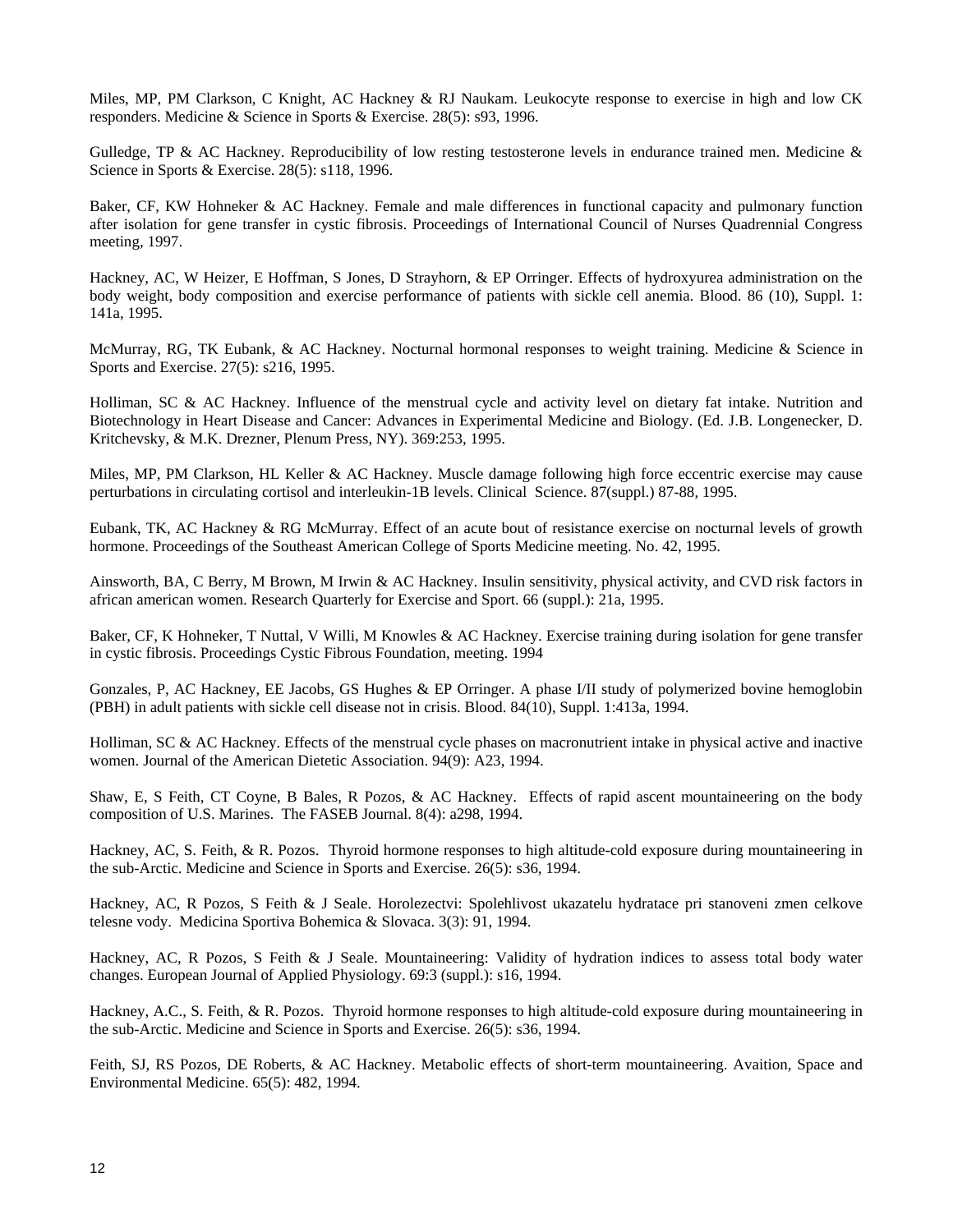Miles, MP, PM Clarkson, C Knight, AC Hackney & RJ Naukam. Leukocyte response to exercise in high and low CK responders. Medicine & Science in Sports & Exercise. 28(5): s93, 1996.

Gulledge, TP & AC Hackney. Reproducibility of low resting testosterone levels in endurance trained men. Medicine & Science in Sports & Exercise. 28(5): s118, 1996.

Baker, CF, KW Hohneker & AC Hackney. Female and male differences in functional capacity and pulmonary function after isolation for gene transfer in cystic fibrosis. Proceedings of International Council of Nurses Quadrennial Congress meeting, 1997.

Hackney, AC, W Heizer, E Hoffman, S Jones, D Strayhorn, & EP Orringer. Effects of hydroxyurea administration on the body weight, body composition and exercise performance of patients with sickle cell anemia. Blood. 86 (10), Suppl. 1: 141a, 1995.

McMurray, RG, TK Eubank, & AC Hackney. Nocturnal hormonal responses to weight training. Medicine & Science in Sports and Exercise. 27(5): s216, 1995.

Holliman, SC & AC Hackney. Influence of the menstrual cycle and activity level on dietary fat intake. Nutrition and Biotechnology in Heart Disease and Cancer: Advances in Experimental Medicine and Biology. (Ed. J.B. Longenecker, D. Kritchevsky, & M.K. Drezner, Plenum Press, NY). 369:253, 1995.

Miles, MP, PM Clarkson, HL Keller & AC Hackney. Muscle damage following high force eccentric exercise may cause perturbations in circulating cortisol and interleukin-1B levels. Clinical Science. 87(suppl.) 87-88, 1995.

Eubank, TK, AC Hackney & RG McMurray. Effect of an acute bout of resistance exercise on nocturnal levels of growth hormone. Proceedings of the Southeast American College of Sports Medicine meeting. No. 42, 1995.

Ainsworth, BA, C Berry, M Brown, M Irwin & AC Hackney. Insulin sensitivity, physical activity, and CVD risk factors in african american women. Research Quarterly for Exercise and Sport. 66 (suppl.): 21a, 1995.

Baker, CF, K Hohneker, T Nuttal, V Willi, M Knowles & AC Hackney. Exercise training during isolation for gene transfer in cystic fibrosis. Proceedings Cystic Fibrous Foundation, meeting. 1994

Gonzales, P, AC Hackney, EE Jacobs, GS Hughes & EP Orringer. A phase I/II study of polymerized bovine hemoglobin (PBH) in adult patients with sickle cell disease not in crisis. Blood. 84(10), Suppl. 1:413a, 1994.

Holliman, SC & AC Hackney. Effects of the menstrual cycle phases on macronutrient intake in physical active and inactive women. Journal of the American Dietetic Association. 94(9): A23, 1994.

Shaw, E, S Feith, CT Coyne, B Bales, R Pozos, & AC Hackney. Effects of rapid ascent mountaineering on the body composition of U.S. Marines. The FASEB Journal. 8(4): a298, 1994.

Hackney, AC, S. Feith, & R. Pozos. Thyroid hormone responses to high altitude-cold exposure during mountaineering in the sub-Arctic. Medicine and Science in Sports and Exercise. 26(5): s36, 1994.

Hackney, AC, R Pozos, S Feith & J Seale. Horolezectvi: Spolehlivost ukazatelu hydratace pri stanoveni zmen celkove telesne vody. Medicina Sportiva Bohemica & Slovaca. 3(3): 91, 1994.

Hackney, AC, R Pozos, S Feith & J Seale. Mountaineering: Validity of hydration indices to assess total body water changes. European Journal of Applied Physiology. 69:3 (suppl.): s16, 1994.

Hackney, A.C., S. Feith, & R. Pozos. Thyroid hormone responses to high altitude-cold exposure during mountaineering in the sub-Arctic. Medicine and Science in Sports and Exercise. 26(5): s36, 1994.

Feith, SJ, RS Pozos, DE Roberts, & AC Hackney. Metabolic effects of short-term mountaineering. Avaition, Space and Environmental Medicine. 65(5): 482, 1994.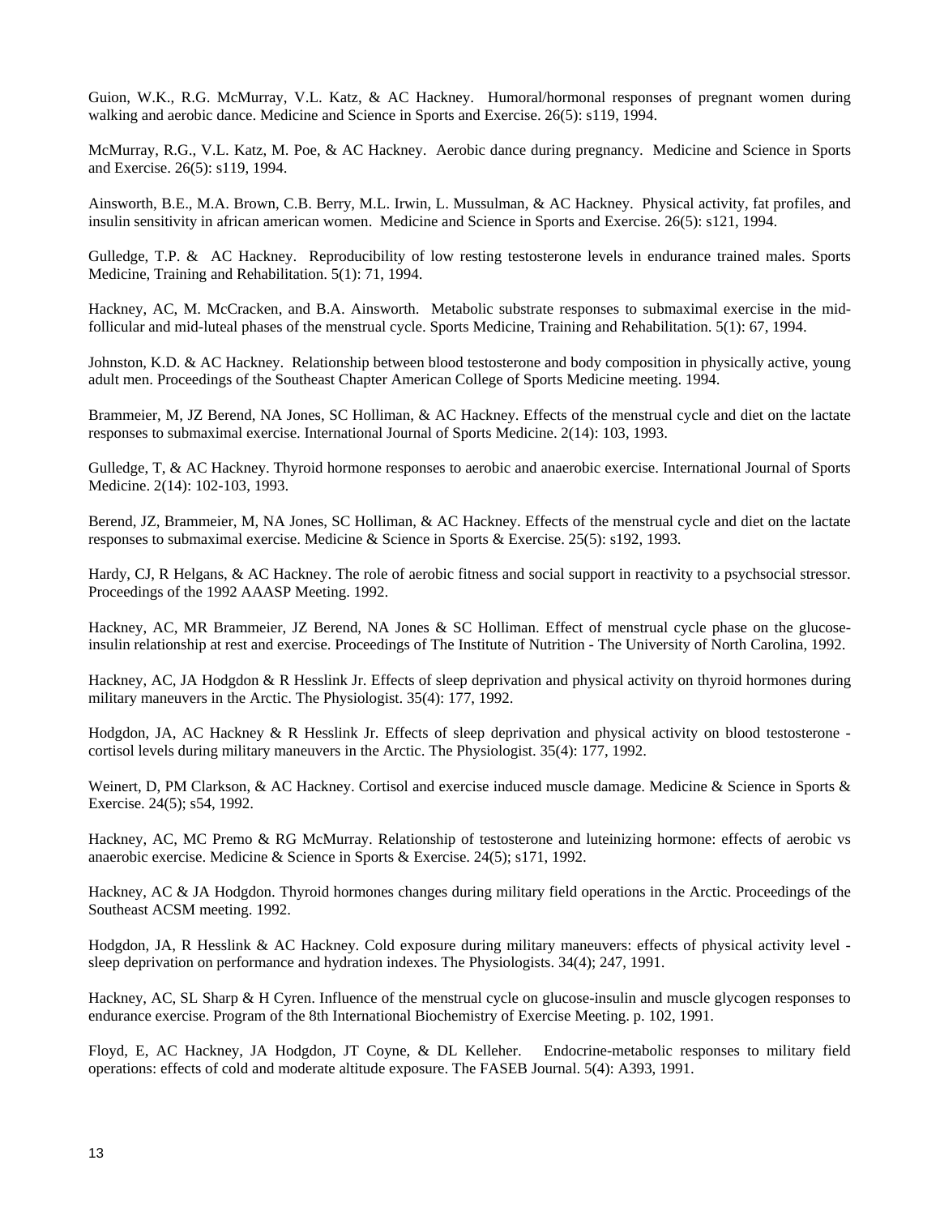Guion, W.K., R.G. McMurray, V.L. Katz, & AC Hackney. Humoral/hormonal responses of pregnant women during walking and aerobic dance. Medicine and Science in Sports and Exercise. 26(5): s119, 1994.

McMurray, R.G., V.L. Katz, M. Poe, & AC Hackney. Aerobic dance during pregnancy. Medicine and Science in Sports and Exercise. 26(5): s119, 1994.

Ainsworth, B.E., M.A. Brown, C.B. Berry, M.L. Irwin, L. Mussulman, & AC Hackney. Physical activity, fat profiles, and insulin sensitivity in african american women. Medicine and Science in Sports and Exercise. 26(5): s121, 1994.

Gulledge, T.P. & AC Hackney. Reproducibility of low resting testosterone levels in endurance trained males. Sports Medicine, Training and Rehabilitation. 5(1): 71, 1994.

Hackney, AC, M. McCracken, and B.A. Ainsworth. Metabolic substrate responses to submaximal exercise in the mid-follicular and mid-luteal phases of the menstrual cycle. Sports Medicine, Training and Rehabilitation. 5(1): 67, 1994.

Johnston, K.D. & AC Hackney. Relationship between blood testosterone and body composition in physically active, young adult men. Proceedings of the Southeast Chapter American College of Sports Medicine meeting. 1994.

Brammeier, M, JZ Berend, NA Jones, SC Holliman, & AC Hackney. Effects of the menstrual cycle and diet on the lactate responses to submaximal exercise. International Journal of Sports Medicine. 2(14): 103, 1993.

Gulledge, T, & AC Hackney. Thyroid hormone responses to aerobic and anaerobic exercise. International Journal of Sports Medicine. 2(14): 102-103, 1993.

Berend, JZ, Brammeier, M, NA Jones, SC Holliman, & AC Hackney. Effects of the menstrual cycle and diet on the lactate responses to submaximal exercise. Medicine & Science in Sports & Exercise. 25(5): s192, 1993.

Hardy, CJ, R Helgans, & AC Hackney. The role of aerobic fitness and social support in reactivity to a psychsocial stressor. Proceedings of the 1992 AAASP Meeting. 1992.

Hackney, AC, MR Brammeier, JZ Berend, NA Jones & SC Holliman. Effect of menstrual cycle phase on the glucose-insulin relationship at rest and exercise. Proceedings of The Institute of Nutrition - The University of North Carolina, 1992.

Hackney, AC, JA Hodgdon & R Hesslink Jr. Effects of sleep deprivation and physical activity on thyroid hormones during military maneuvers in the Arctic. The Physiologist. 35(4): 177, 1992.

Hodgdon, JA, AC Hackney & R Hesslink Jr. Effects of sleep deprivation and physical activity on blood testosterone - cortisol levels during military maneuvers in the Arctic. The Physiologist. 35(4): 177, 1992.

Weinert, D, PM Clarkson, & AC Hackney. Cortisol and exercise induced muscle damage. Medicine & Science in Sports & Exercise. 24(5); s54, 1992.

Hackney, AC, MC Premo & RG McMurray. Relationship of testosterone and luteinizing hormone: effects of aerobic vs anaerobic exercise. Medicine & Science in Sports & Exercise. 24(5); s171, 1992.

Hackney, AC & JA Hodgdon. Thyroid hormones changes during military field operations in the Arctic. Proceedings of the Southeast ACSM meeting. 1992.

Hodgdon, JA, R Hesslink & AC Hackney. Cold exposure during military maneuvers: effects of physical activity level - sleep deprivation on performance and hydration indexes. The Physiologists. 34(4); 247, 1991.

Hackney, AC, SL Sharp & H Cyren. Influence of the menstrual cycle on glucose-insulin and muscle glycogen responses to endurance exercise. Program of the 8th International Biochemistry of Exercise Meeting. p. 102, 1991.

Floyd, E, AC Hackney, JA Hodgdon, JT Coyne, & DL Kelleher. Endocrine-metabolic responses to military field operations: effects of cold and moderate altitude exposure. The FASEB Journal. 5(4): A393, 1991.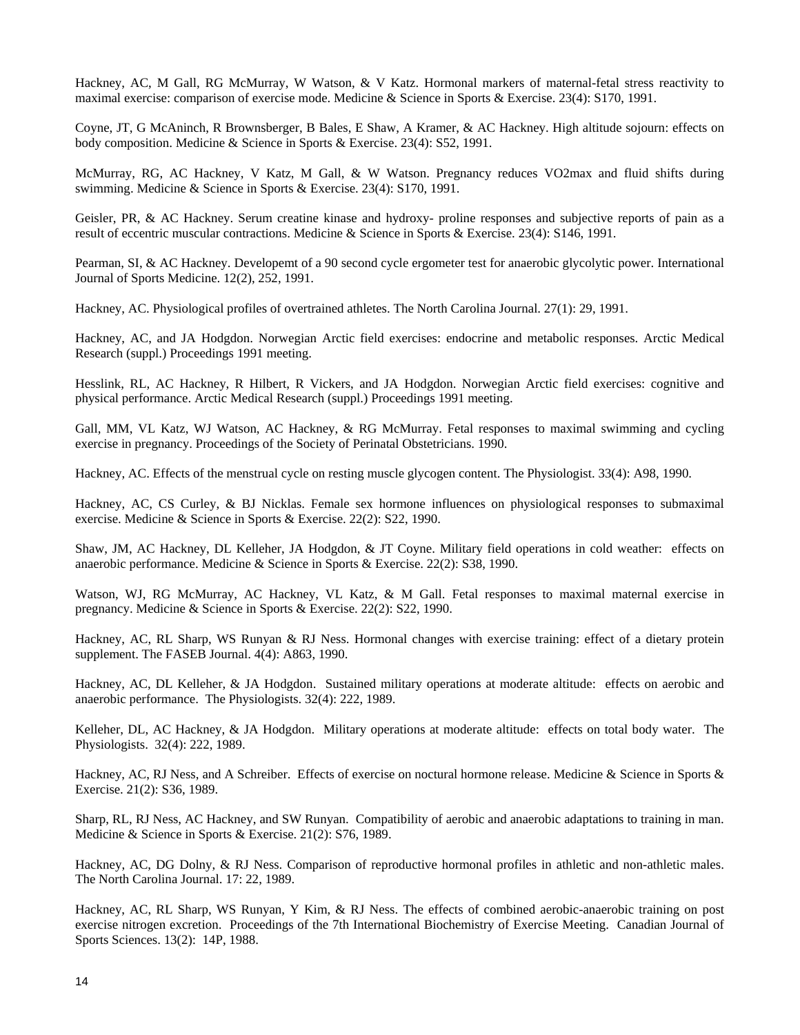Hackney, AC, M Gall, RG McMurray, W Watson, & V Katz. Hormonal markers of maternal-fetal stress reactivity to maximal exercise: comparison of exercise mode. Medicine & Science in Sports & Exercise. 23(4): S170, 1991.

Coyne, JT, G McAninch, R Brownsberger, B Bales, E Shaw, A Kramer, & AC Hackney. High altitude sojourn: effects on body composition. Medicine & Science in Sports & Exercise. 23(4): S52, 1991.

McMurray, RG, AC Hackney, V Katz, M Gall, & W Watson. Pregnancy reduces VO2max and fluid shifts during swimming. Medicine & Science in Sports & Exercise. 23(4): S170, 1991.

Geisler, PR, & AC Hackney. Serum creatine kinase and hydroxy- proline responses and subjective reports of pain as a result of eccentric muscular contractions. Medicine & Science in Sports & Exercise. 23(4): S146, 1991.

Pearman, SI, & AC Hackney. Developemt of a 90 second cycle ergometer test for anaerobic glycolytic power. International Journal of Sports Medicine. 12(2), 252, 1991.

Hackney, AC. Physiological profiles of overtrained athletes. The North Carolina Journal. 27(1): 29, 1991.

Hackney, AC, and JA Hodgdon. Norwegian Arctic field exercises: endocrine and metabolic responses. Arctic Medical Research (suppl.) Proceedings 1991 meeting.

Hesslink, RL, AC Hackney, R Hilbert, R Vickers, and JA Hodgdon. Norwegian Arctic field exercises: cognitive and physical performance. Arctic Medical Research (suppl.) Proceedings 1991 meeting.

Gall, MM, VL Katz, WJ Watson, AC Hackney, & RG McMurray. Fetal responses to maximal swimming and cycling exercise in pregnancy. Proceedings of the Society of Perinatal Obstetricians. 1990.

Hackney, AC. Effects of the menstrual cycle on resting muscle glycogen content. The Physiologist. 33(4): A98, 1990.

Hackney, AC, CS Curley, & BJ Nicklas. Female sex hormone influences on physiological responses to submaximal exercise. Medicine & Science in Sports & Exercise. 22(2): S22, 1990.

Shaw, JM, AC Hackney, DL Kelleher, JA Hodgdon, & JT Coyne. Military field operations in cold weather: effects on anaerobic performance. Medicine & Science in Sports & Exercise. 22(2): S38, 1990.

Watson, WJ, RG McMurray, AC Hackney, VL Katz, & M Gall. Fetal responses to maximal maternal exercise in pregnancy. Medicine & Science in Sports & Exercise. 22(2): S22, 1990.

Hackney, AC, RL Sharp, WS Runyan & RJ Ness. Hormonal changes with exercise training: effect of a dietary protein supplement. The FASEB Journal. 4(4): A863, 1990.

Hackney, AC, DL Kelleher, & JA Hodgdon. Sustained military operations at moderate altitude: effects on aerobic and anaerobic performance. The Physiologists. 32(4): 222, 1989.

Kelleher, DL, AC Hackney, & JA Hodgdon. Military operations at moderate altitude: effects on total body water. The Physiologists. 32(4): 222, 1989.

Hackney, AC, RJ Ness, and A Schreiber. Effects of exercise on noctural hormone release. Medicine & Science in Sports & Exercise. 21(2): S36, 1989.

Sharp, RL, RJ Ness, AC Hackney, and SW Runyan. Compatibility of aerobic and anaerobic adaptations to training in man. Medicine & Science in Sports & Exercise. 21(2): S76, 1989.

Hackney, AC, DG Dolny, & RJ Ness. Comparison of reproductive hormonal profiles in athletic and non-athletic males. The North Carolina Journal. 17: 22, 1989.

Hackney, AC, RL Sharp, WS Runyan, Y Kim, & RJ Ness. The effects of combined aerobic-anaerobic training on post exercise nitrogen excretion. Proceedings of the 7th International Biochemistry of Exercise Meeting. Canadian Journal of Sports Sciences. 13(2): 14P, 1988.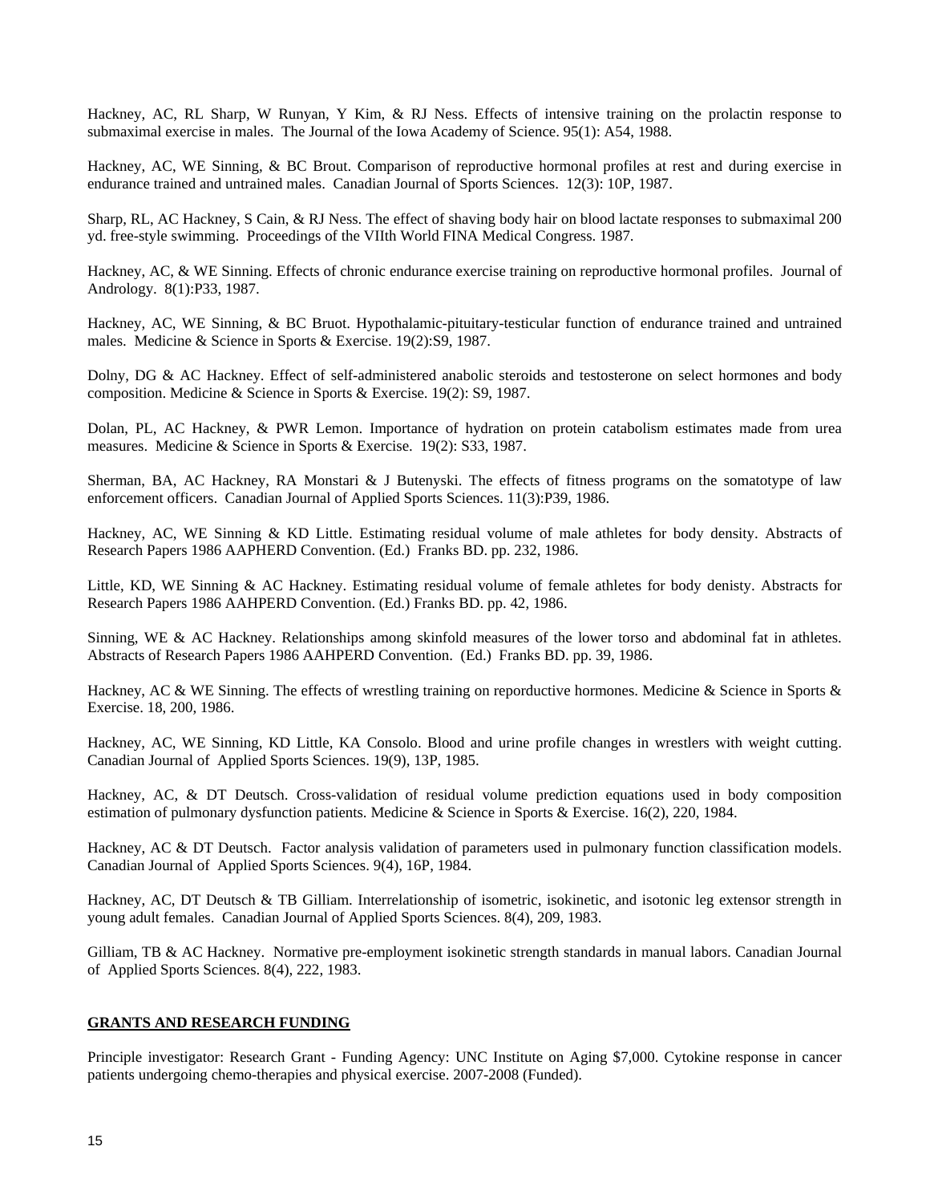Hackney, AC, RL Sharp, W Runyan, Y Kim, & RJ Ness. Effects of intensive training on the prolactin response to submaximal exercise in males. The Journal of the Iowa Academy of Science. 95(1): A54, 1988.

Hackney, AC, WE Sinning, & BC Brout. Comparison of reproductive hormonal profiles at rest and during exercise in endurance trained and untrained males. Canadian Journal of Sports Sciences. 12(3): 10P, 1987.

Sharp, RL, AC Hackney, S Cain, & RJ Ness. The effect of shaving body hair on blood lactate responses to submaximal 200 yd. free-style swimming. Proceedings of the VIIth World FINA Medical Congress. 1987.

Hackney, AC, & WE Sinning. Effects of chronic endurance exercise training on reproductive hormonal profiles. Journal of Andrology. 8(1):P33, 1987.

Hackney, AC, WE Sinning, & BC Bruot. Hypothalamic-pituitary-testicular function of endurance trained and untrained males. Medicine & Science in Sports & Exercise. 19(2):S9, 1987.

Dolny, DG & AC Hackney. Effect of self-administered anabolic steroids and testosterone on select hormones and body composition. Medicine & Science in Sports & Exercise. 19(2): S9, 1987.

Dolan, PL, AC Hackney, & PWR Lemon. Importance of hydration on protein catabolism estimates made from urea measures. Medicine & Science in Sports & Exercise. 19(2): S33, 1987.

Sherman, BA, AC Hackney, RA Monstari & J Butenyski. The effects of fitness programs on the somatotype of law enforcement officers. Canadian Journal of Applied Sports Sciences. 11(3):P39, 1986.

Hackney, AC, WE Sinning & KD Little. Estimating residual volume of male athletes for body density. Abstracts of Research Papers 1986 AAPHERD Convention. (Ed.) Franks BD. pp. 232, 1986.

Little, KD, WE Sinning & AC Hackney. Estimating residual volume of female athletes for body denisty. Abstracts for Research Papers 1986 AAHPERD Convention. (Ed.) Franks BD. pp. 42, 1986.

Sinning, WE & AC Hackney. Relationships among skinfold measures of the lower torso and abdominal fat in athletes. Abstracts of Research Papers 1986 AAHPERD Convention. (Ed.) Franks BD. pp. 39, 1986.

Hackney, AC & WE Sinning. The effects of wrestling training on reporductive hormones. Medicine & Science in Sports & Exercise. 18, 200, 1986.

Hackney, AC, WE Sinning, KD Little, KA Consolo. Blood and urine profile changes in wrestlers with weight cutting. Canadian Journal of Applied Sports Sciences. 19(9), 13P, 1985.

Hackney, AC, & DT Deutsch. Cross-validation of residual volume prediction equations used in body composition estimation of pulmonary dysfunction patients. Medicine & Science in Sports & Exercise. 16(2), 220, 1984.

Hackney, AC & DT Deutsch. Factor analysis validation of parameters used in pulmonary function classification models. Canadian Journal of Applied Sports Sciences. 9(4), 16P, 1984.

Hackney, AC, DT Deutsch & TB Gilliam. Interrelationship of isometric, isokinetic, and isotonic leg extensor strength in young adult females. Canadian Journal of Applied Sports Sciences. 8(4), 209, 1983.

Gilliam, TB & AC Hackney. Normative pre-employment isokinetic strength standards in manual labors. Canadian Journal of Applied Sports Sciences. 8(4), 222, 1983.

## GRANTS AND RESEARCH FUNDING

Principle investigator: Research Grant - Funding Agency: UNC Institute on Aging $7,000. Cytokine response in cancer patients undergoing chemo-therapies and physical exercise. 2007-2008 (Funded).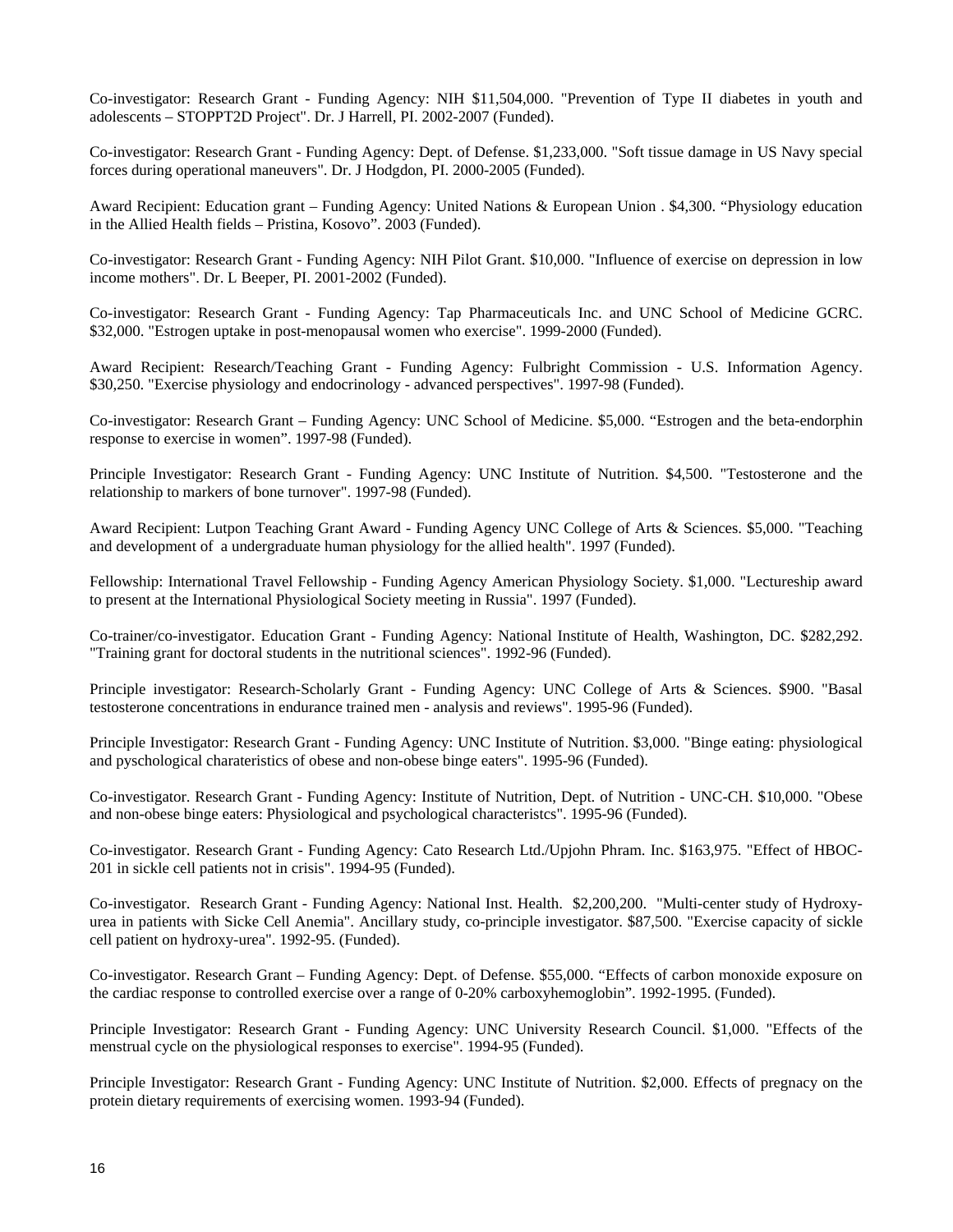Co-investigator: Research Grant - Funding Agency: NIH $11,504,000. "Prevention of Type II diabetes in youth and adolescents – STOPPT2D Project". Dr. J Harrell, PI. 2002-2007 (Funded).

Co-investigator: Research Grant - Funding Agency: Dept. of Defense. $1,233,000. "Soft tissue damage in US Navy special forces during operational maneuvers". Dr. J Hodgdon, PI. 2000-2005 (Funded).

Award Recipient: Education grant – Funding Agency: United Nations & European Union . $4,300. "Physiology education in the Allied Health fields – Pristina, Kosovo". 2003 (Funded).

Co-investigator: Research Grant - Funding Agency: NIH Pilot Grant. $10,000. "Influence of exercise on depression in low income mothers". Dr. L Beeper, PI. 2001-2002 (Funded).

Co-investigator: Research Grant - Funding Agency: Tap Pharmaceuticals Inc. and UNC School of Medicine GCRC. $32,000. "Estrogen uptake in post-menopausal women who exercise". 1999-2000 (Funded).

Award Recipient: Research/Teaching Grant - Funding Agency: Fulbright Commission - U.S. Information Agency. $30,250. "Exercise physiology and endocrinology - advanced perspectives". 1997-98 (Funded).

Co-investigator: Research Grant – Funding Agency: UNC School of Medicine. $5,000. "Estrogen and the beta-endorphin response to exercise in women". 1997-98 (Funded).

Principle Investigator: Research Grant - Funding Agency: UNC Institute of Nutrition. $4,500. "Testosterone and the relationship to markers of bone turnover". 1997-98 (Funded).

Award Recipient: Lutpon Teaching Grant Award - Funding Agency UNC College of Arts & Sciences. $5,000. "Teaching and development of a undergraduate human physiology for the allied health". 1997 (Funded).

Fellowship: International Travel Fellowship - Funding Agency American Physiology Society. $1,000. "Lectureship award to present at the International Physiological Society meeting in Russia". 1997 (Funded).

Co-trainer/co-investigator. Education Grant - Funding Agency: National Institute of Health, Washington, DC. $282,292. "Training grant for doctoral students in the nutritional sciences". 1992-96 (Funded).

Principle investigator: Research-Scholarly Grant - Funding Agency: UNC College of Arts & Sciences. $900. "Basal testosterone concentrations in endurance trained men - analysis and reviews". 1995-96 (Funded).

Principle Investigator: Research Grant - Funding Agency: UNC Institute of Nutrition. $3,000. "Binge eating: physiological and pyschological charateristics of obese and non-obese binge eaters". 1995-96 (Funded).

Co-investigator. Research Grant - Funding Agency: Institute of Nutrition, Dept. of Nutrition - UNC-CH. $10,000. "Obese and non-obese binge eaters: Physiological and psychological characteristcs". 1995-96 (Funded).

Co-investigator. Research Grant - Funding Agency: Cato Research Ltd./Upjohn Phram. Inc. $163,975. "Effect of HBOC-201 in sickle cell patients not in crisis". 1994-95 (Funded).

Co-investigator. Research Grant - Funding Agency: National Inst. Health. $2,200,200. "Multi-center study of Hydroxy-urea in patients with Sicke Cell Anemia". Ancillary study, co-principle investigator. $87,500. "Exercise capacity of sickle cell patient on hydroxy-urea". 1992-95. (Funded).

Co-investigator. Research Grant – Funding Agency: Dept. of Defense. $55,000. "Effects of carbon monoxide exposure on the cardiac response to controlled exercise over a range of 0-20% carboxyhemoglobin". 1992-1995. (Funded).

Principle Investigator: Research Grant - Funding Agency: UNC University Research Council. $1,000. "Effects of the menstrual cycle on the physiological responses to exercise". 1994-95 (Funded).

Principle Investigator: Research Grant - Funding Agency: UNC Institute of Nutrition. $2,000. Effects of pregnacy on the protein dietary requirements of exercising women. 1993-94 (Funded).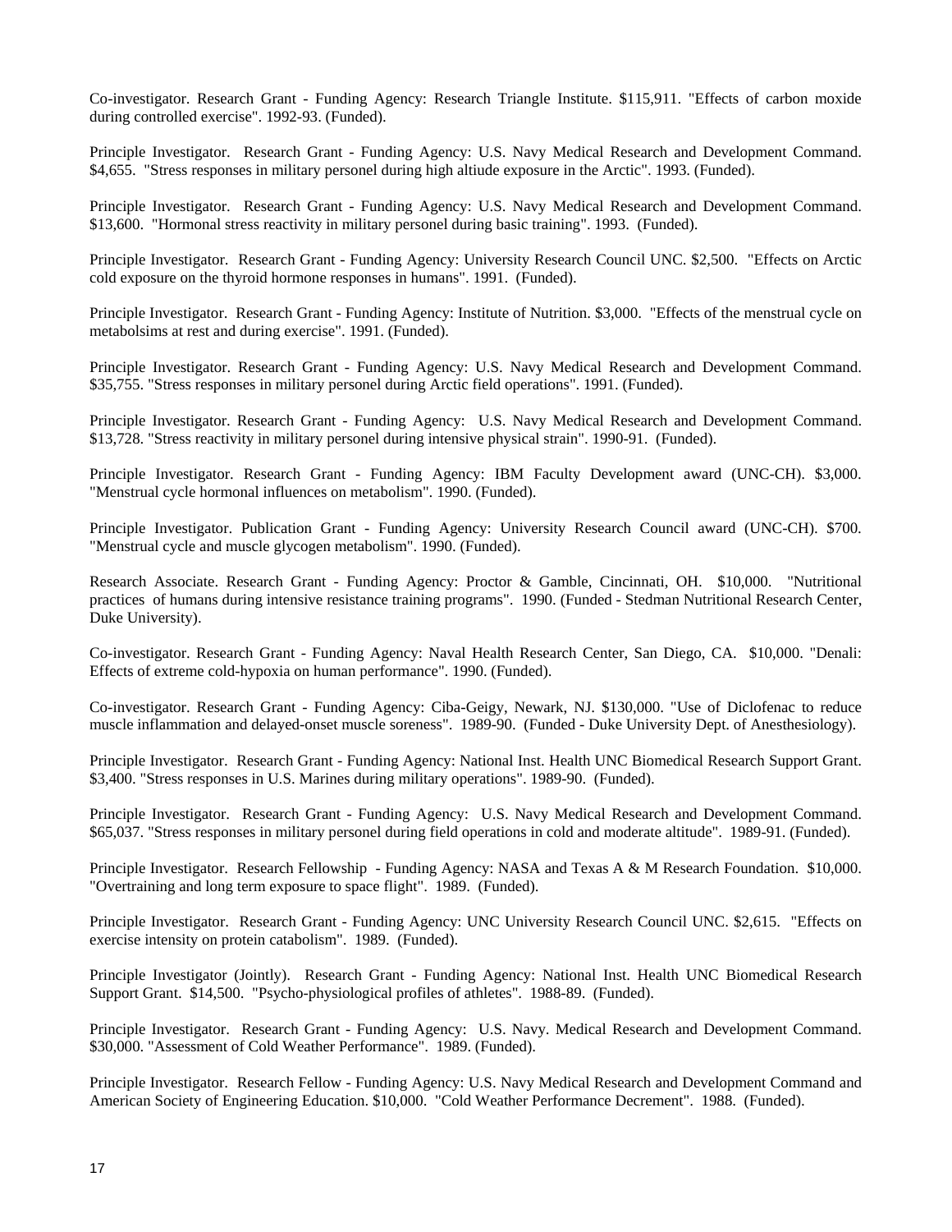Co-investigator. Research Grant - Funding Agency: Research Triangle Institute. $115,911. "Effects of carbon moxide during controlled exercise". 1992-93. (Funded).

Principle Investigator. Research Grant - Funding Agency: U.S. Navy Medical Research and Development Command. $4,655. "Stress responses in military personel during high altiude exposure in the Arctic". 1993. (Funded).

Principle Investigator. Research Grant - Funding Agency: U.S. Navy Medical Research and Development Command. $13,600. "Hormonal stress reactivity in military personel during basic training". 1993. (Funded).

Principle Investigator. Research Grant - Funding Agency: University Research Council UNC. $2,500. "Effects on Arctic cold exposure on the thyroid hormone responses in humans". 1991. (Funded).

Principle Investigator. Research Grant - Funding Agency: Institute of Nutrition. $3,000. "Effects of the menstrual cycle on metabolsims at rest and during exercise". 1991. (Funded).

Principle Investigator. Research Grant - Funding Agency: U.S. Navy Medical Research and Development Command. $35,755. "Stress responses in military personel during Arctic field operations". 1991. (Funded).

Principle Investigator. Research Grant - Funding Agency: U.S. Navy Medical Research and Development Command. $13,728. "Stress reactivity in military personel during intensive physical strain". 1990-91. (Funded).

Principle Investigator. Research Grant - Funding Agency: IBM Faculty Development award (UNC-CH). $3,000. "Menstrual cycle hormonal influences on metabolism". 1990. (Funded).

Principle Investigator. Publication Grant - Funding Agency: University Research Council award (UNC-CH). $700. "Menstrual cycle and muscle glycogen metabolism". 1990. (Funded).

Research Associate. Research Grant - Funding Agency: Proctor & Gamble, Cincinnati, OH. $10,000. "Nutritional practices of humans during intensive resistance training programs". 1990. (Funded - Stedman Nutritional Research Center, Duke University).

Co-investigator. Research Grant - Funding Agency: Naval Health Research Center, San Diego, CA. $10,000. "Denali: Effects of extreme cold-hypoxia on human performance". 1990. (Funded).

Co-investigator. Research Grant - Funding Agency: Ciba-Geigy, Newark, NJ. $130,000. "Use of Diclofenac to reduce muscle inflammation and delayed-onset muscle soreness". 1989-90. (Funded - Duke University Dept. of Anesthesiology).

Principle Investigator. Research Grant - Funding Agency: National Inst. Health UNC Biomedical Research Support Grant. $3,400. "Stress responses in U.S. Marines during military operations". 1989-90. (Funded).

Principle Investigator. Research Grant - Funding Agency: U.S. Navy Medical Research and Development Command. $65,037. "Stress responses in military personel during field operations in cold and moderate altitude". 1989-91. (Funded).

Principle Investigator. Research Fellowship - Funding Agency: NASA and Texas A & M Research Foundation. $10,000. "Overtraining and long term exposure to space flight". 1989. (Funded).

Principle Investigator. Research Grant - Funding Agency: UNC University Research Council UNC. $2,615. "Effects on exercise intensity on protein catabolism". 1989. (Funded).

Principle Investigator (Jointly). Research Grant - Funding Agency: National Inst. Health UNC Biomedical Research Support Grant. $14,500. "Psycho-physiological profiles of athletes". 1988-89. (Funded).

Principle Investigator. Research Grant - Funding Agency: U.S. Navy. Medical Research and Development Command. $30,000. "Assessment of Cold Weather Performance". 1989. (Funded).

Principle Investigator. Research Fellow - Funding Agency: U.S. Navy Medical Research and Development Command and American Society of Engineering Education. $10,000. "Cold Weather Performance Decrement". 1988. (Funded).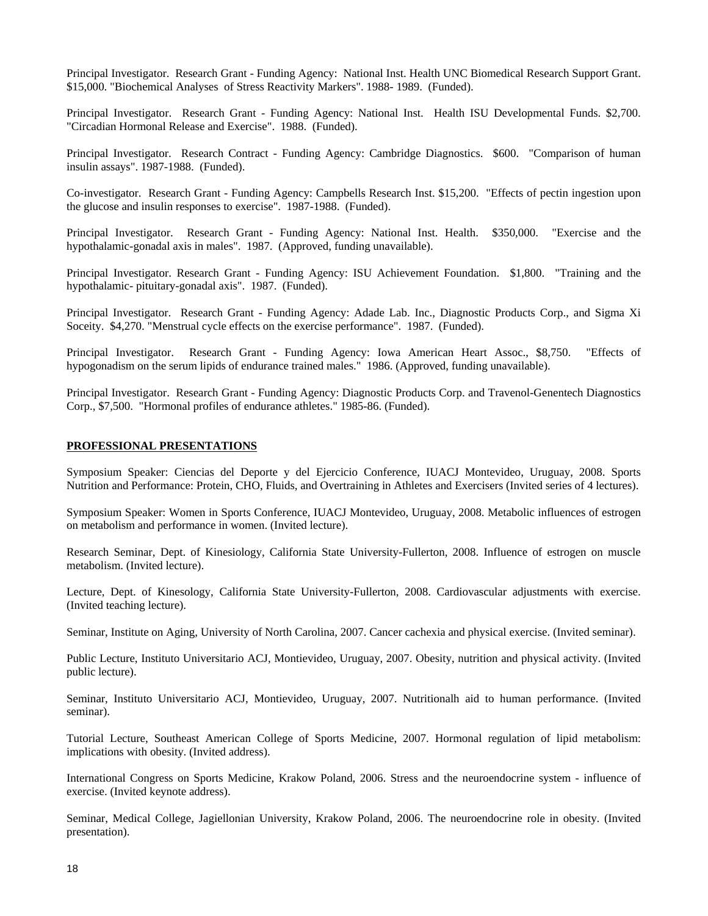Principal Investigator. Research Grant - Funding Agency: National Inst. Health UNC Biomedical Research Support Grant. $15,000. "Biochemical Analyses of Stress Reactivity Markers". 1988- 1989. (Funded).

Principal Investigator. Research Grant - Funding Agency: National Inst. Health ISU Developmental Funds. $2,700. "Circadian Hormonal Release and Exercise". 1988. (Funded).

Principal Investigator. Research Contract - Funding Agency: Cambridge Diagnostics. $600. "Comparison of human insulin assays". 1987-1988. (Funded).

Co-investigator. Research Grant - Funding Agency: Campbells Research Inst. $15,200. "Effects of pectin ingestion upon the glucose and insulin responses to exercise". 1987-1988. (Funded).

Principal Investigator. Research Grant - Funding Agency: National Inst. Health. $350,000. "Exercise and the hypothalamic-gonadal axis in males". 1987. (Approved, funding unavailable).

Principal Investigator. Research Grant - Funding Agency: ISU Achievement Foundation. $1,800. "Training and the hypothalamic- pituitary-gonadal axis". 1987. (Funded).

Principal Investigator. Research Grant - Funding Agency: Adade Lab. Inc., Diagnostic Products Corp., and Sigma Xi Soceity. $4,270. "Menstrual cycle effects on the exercise performance". 1987. (Funded).

Principal Investigator. Research Grant - Funding Agency: Iowa American Heart Assoc., $8,750. "Effects of hypogonadism on the serum lipids of endurance trained males." 1986. (Approved, funding unavailable).

Principal Investigator. Research Grant - Funding Agency: Diagnostic Products Corp. and Travenol-Genentech Diagnostics Corp., $7,500. "Hormonal profiles of endurance athletes." 1985-86. (Funded).

## PROFESSIONAL PRESENTATIONS

Symposium Speaker: Ciencias del Deporte y del Ejercicio Conference, IUACJ Montevideo, Uruguay, 2008. Sports Nutrition and Performance: Protein, CHO, Fluids, and Overtraining in Athletes and Exercisers (Invited series of 4 lectures).

Symposium Speaker: Women in Sports Conference, IUACJ Montevideo, Uruguay, 2008. Metabolic influences of estrogen on metabolism and performance in women. (Invited lecture).

Research Seminar, Dept. of Kinesiology, California State University-Fullerton, 2008. Influence of estrogen on muscle metabolism. (Invited lecture).

Lecture, Dept. of Kinesology, California State University-Fullerton, 2008. Cardiovascular adjustments with exercise. (Invited teaching lecture).

Seminar, Institute on Aging, University of North Carolina, 2007. Cancer cachexia and physical exercise. (Invited seminar).

Public Lecture, Instituto Universitario ACJ, Montievideo, Uruguay, 2007. Obesity, nutrition and physical activity. (Invited public lecture).

Seminar, Instituto Universitario ACJ, Montievideo, Uruguay, 2007. Nutritionalh aid to human performance. (Invited seminar).

Tutorial Lecture, Southeast American College of Sports Medicine, 2007. Hormonal regulation of lipid metabolism: implications with obesity. (Invited address).

International Congress on Sports Medicine, Krakow Poland, 2006. Stress and the neuroendocrine system - influence of exercise. (Invited keynote address).

Seminar, Medical College, Jagiellonian University, Krakow Poland, 2006. The neuroendocrine role in obesity. (Invited presentation).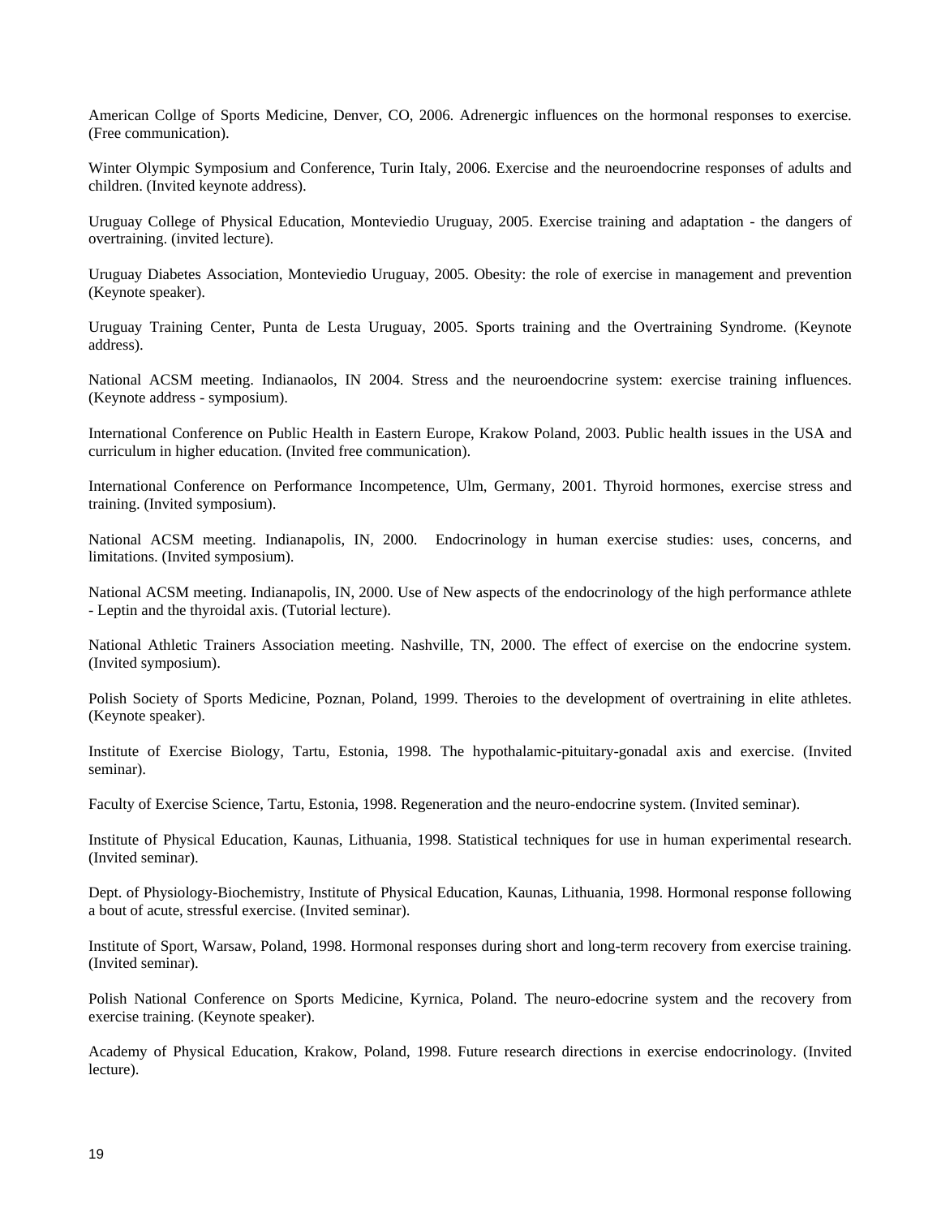American Collge of Sports Medicine, Denver, CO, 2006. Adrenergic influences on the hormonal responses to exercise. (Free communication).

Winter Olympic Symposium and Conference, Turin Italy, 2006. Exercise and the neuroendocrine responses of adults and children. (Invited keynote address).

Uruguay College of Physical Education, Monteviedio Uruguay, 2005. Exercise training and adaptation - the dangers of overtraining. (invited lecture).

Uruguay Diabetes Association, Monteviedio Uruguay, 2005. Obesity: the role of exercise in management and prevention (Keynote speaker).

Uruguay Training Center, Punta de Lesta Uruguay, 2005. Sports training and the Overtraining Syndrome. (Keynote address).

National ACSM meeting. Indianaolos, IN 2004. Stress and the neuroendocrine system: exercise training influences. (Keynote address - symposium).

International Conference on Public Health in Eastern Europe, Krakow Poland, 2003. Public health issues in the USA and curriculum in higher education. (Invited free communication).

International Conference on Performance Incompetence, Ulm, Germany, 2001. Thyroid hormones, exercise stress and training. (Invited symposium).

National ACSM meeting. Indianapolis, IN, 2000. Endocrinology in human exercise studies: uses, concerns, and limitations. (Invited symposium).

National ACSM meeting. Indianapolis, IN, 2000. Use of New aspects of the endocrinology of the high performance athlete - Leptin and the thyroidal axis. (Tutorial lecture).

National Athletic Trainers Association meeting. Nashville, TN, 2000. The effect of exercise on the endocrine system. (Invited symposium).

Polish Society of Sports Medicine, Poznan, Poland, 1999. Theroies to the development of overtraining in elite athletes. (Keynote speaker).

Institute of Exercise Biology, Tartu, Estonia, 1998. The hypothalamic-pituitary-gonadal axis and exercise. (Invited seminar).

Faculty of Exercise Science, Tartu, Estonia, 1998. Regeneration and the neuro-endocrine system. (Invited seminar).

Institute of Physical Education, Kaunas, Lithuania, 1998. Statistical techniques for use in human experimental research. (Invited seminar).

Dept. of Physiology-Biochemistry, Institute of Physical Education, Kaunas, Lithuania, 1998. Hormonal response following a bout of acute, stressful exercise. (Invited seminar).

Institute of Sport, Warsaw, Poland, 1998. Hormonal responses during short and long-term recovery from exercise training. (Invited seminar).

Polish National Conference on Sports Medicine, Kyrnica, Poland. The neuro-edocrine system and the recovery from exercise training. (Keynote speaker).

Academy of Physical Education, Krakow, Poland, 1998. Future research directions in exercise endocrinology. (Invited lecture).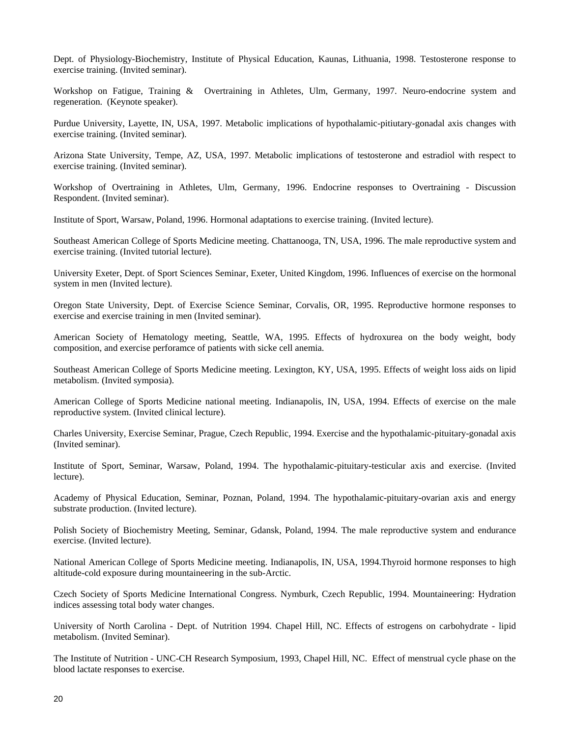Dept. of Physiology-Biochemistry, Institute of Physical Education, Kaunas, Lithuania, 1998. Testosterone response to exercise training. (Invited seminar).

Workshop on Fatigue, Training & Overtraining in Athletes, Ulm, Germany, 1997. Neuro-endocrine system and regeneration. (Keynote speaker).

Purdue University, Layette, IN, USA, 1997. Metabolic implications of hypothalamic-pitiutary-gonadal axis changes with exercise training. (Invited seminar).

Arizona State University, Tempe, AZ, USA, 1997. Metabolic implications of testosterone and estradiol with respect to exercise training. (Invited seminar).

Workshop of Overtraining in Athletes, Ulm, Germany, 1996. Endocrine responses to Overtraining - Discussion Respondent. (Invited seminar).

Institute of Sport, Warsaw, Poland, 1996. Hormonal adaptations to exercise training. (Invited lecture).

Southeast American College of Sports Medicine meeting. Chattanooga, TN, USA, 1996. The male reproductive system and exercise training. (Invited tutorial lecture).

University Exeter, Dept. of Sport Sciences Seminar, Exeter, United Kingdom, 1996. Influences of exercise on the hormonal system in men (Invited lecture).

Oregon State University, Dept. of Exercise Science Seminar, Corvalis, OR, 1995. Reproductive hormone responses to exercise and exercise training in men (Invited seminar).

American Society of Hematology meeting, Seattle, WA, 1995. Effects of hydroxurea on the body weight, body composition, and exercise perforamce of patients with sicke cell anemia.

Southeast American College of Sports Medicine meeting. Lexington, KY, USA, 1995. Effects of weight loss aids on lipid metabolism. (Invited symposia).

American College of Sports Medicine national meeting. Indianapolis, IN, USA, 1994. Effects of exercise on the male reproductive system. (Invited clinical lecture).

Charles University, Exercise Seminar, Prague, Czech Republic, 1994. Exercise and the hypothalamic-pituitary-gonadal axis (Invited seminar).

Institute of Sport, Seminar, Warsaw, Poland, 1994. The hypothalamic-pituitary-testicular axis and exercise. (Invited lecture).

Academy of Physical Education, Seminar, Poznan, Poland, 1994. The hypothalamic-pituitary-ovarian axis and energy substrate production. (Invited lecture).

Polish Society of Biochemistry Meeting, Seminar, Gdansk, Poland, 1994. The male reproductive system and endurance exercise. (Invited lecture).

National American College of Sports Medicine meeting. Indianapolis, IN, USA, 1994.Thyroid hormone responses to high altitude-cold exposure during mountaineering in the sub-Arctic.

Czech Society of Sports Medicine International Congress. Nymburk, Czech Republic, 1994. Mountaineering: Hydration indices assessing total body water changes.

University of North Carolina - Dept. of Nutrition 1994. Chapel Hill, NC. Effects of estrogens on carbohydrate - lipid metabolism. (Invited Seminar).

The Institute of Nutrition - UNC-CH Research Symposium, 1993, Chapel Hill, NC. Effect of menstrual cycle phase on the blood lactate responses to exercise.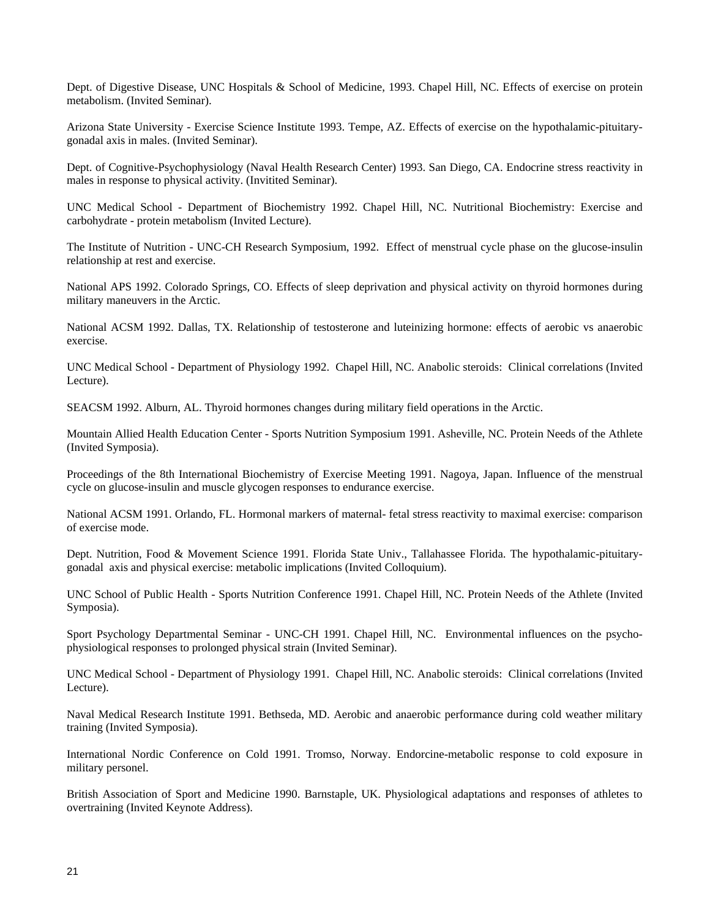Dept. of Digestive Disease, UNC Hospitals & School of Medicine, 1993. Chapel Hill, NC. Effects of exercise on protein metabolism. (Invited Seminar).

Arizona State University - Exercise Science Institute 1993. Tempe, AZ. Effects of exercise on the hypothalamic-pituitary-gonadal axis in males. (Invited Seminar).

Dept. of Cognitive-Psychophysiology (Naval Health Research Center) 1993. San Diego, CA. Endocrine stress reactivity in males in response to physical activity. (Invitited Seminar).

UNC Medical School - Department of Biochemistry 1992. Chapel Hill, NC. Nutritional Biochemistry: Exercise and carbohydrate - protein metabolism (Invited Lecture).

The Institute of Nutrition - UNC-CH Research Symposium, 1992. Effect of menstrual cycle phase on the glucose-insulin relationship at rest and exercise.

National APS 1992. Colorado Springs, CO. Effects of sleep deprivation and physical activity on thyroid hormones during military maneuvers in the Arctic.

National ACSM 1992. Dallas, TX. Relationship of testosterone and luteinizing hormone: effects of aerobic vs anaerobic exercise.

UNC Medical School - Department of Physiology 1992. Chapel Hill, NC. Anabolic steroids: Clinical correlations (Invited Lecture).

SEACSM 1992. Alburn, AL. Thyroid hormones changes during military field operations in the Arctic.

Mountain Allied Health Education Center - Sports Nutrition Symposium 1991. Asheville, NC. Protein Needs of the Athlete (Invited Symposia).

Proceedings of the 8th International Biochemistry of Exercise Meeting 1991. Nagoya, Japan. Influence of the menstrual cycle on glucose-insulin and muscle glycogen responses to endurance exercise.

National ACSM 1991. Orlando, FL. Hormonal markers of maternal- fetal stress reactivity to maximal exercise: comparison of exercise mode.

Dept. Nutrition, Food & Movement Science 1991. Florida State Univ., Tallahassee Florida. The hypothalamic-pituitary-gonadal axis and physical exercise: metabolic implications (Invited Colloquium).

UNC School of Public Health - Sports Nutrition Conference 1991. Chapel Hill, NC. Protein Needs of the Athlete (Invited Symposia).

Sport Psychology Departmental Seminar - UNC-CH 1991. Chapel Hill, NC. Environmental influences on the psycho-physiological responses to prolonged physical strain (Invited Seminar).

UNC Medical School - Department of Physiology 1991. Chapel Hill, NC. Anabolic steroids: Clinical correlations (Invited Lecture).

Naval Medical Research Institute 1991. Bethseda, MD. Aerobic and anaerobic performance during cold weather military training (Invited Symposia).

International Nordic Conference on Cold 1991. Tromso, Norway. Endorcine-metabolic response to cold exposure in military personel.

British Association of Sport and Medicine 1990. Barnstaple, UK. Physiological adaptations and responses of athletes to overtraining (Invited Keynote Address).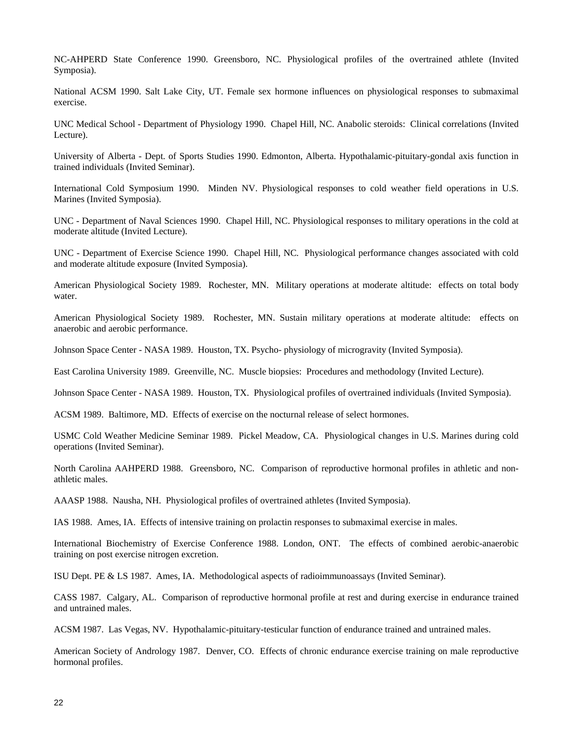NC-AHPERD State Conference 1990. Greensboro, NC. Physiological profiles of the overtrained athlete (Invited Symposia).

National ACSM 1990. Salt Lake City, UT. Female sex hormone influences on physiological responses to submaximal exercise.

UNC Medical School - Department of Physiology 1990. Chapel Hill, NC. Anabolic steroids: Clinical correlations (Invited Lecture).

University of Alberta - Dept. of Sports Studies 1990. Edmonton, Alberta. Hypothalamic-pituitary-gondal axis function in trained individuals (Invited Seminar).

International Cold Symposium 1990. Minden NV. Physiological responses to cold weather field operations in U.S. Marines (Invited Symposia).

UNC - Department of Naval Sciences 1990. Chapel Hill, NC. Physiological responses to military operations in the cold at moderate altitude (Invited Lecture).

UNC - Department of Exercise Science 1990. Chapel Hill, NC. Physiological performance changes associated with cold and moderate altitude exposure (Invited Symposia).

American Physiological Society 1989. Rochester, MN. Military operations at moderate altitude: effects on total body water.

American Physiological Society 1989. Rochester, MN. Sustain military operations at moderate altitude: effects on anaerobic and aerobic performance.

Johnson Space Center - NASA 1989. Houston, TX. Psycho- physiology of microgravity (Invited Symposia).

East Carolina University 1989. Greenville, NC. Muscle biopsies: Procedures and methodology (Invited Lecture).

Johnson Space Center - NASA 1989. Houston, TX. Physiological profiles of overtrained individuals (Invited Symposia).

ACSM 1989. Baltimore, MD. Effects of exercise on the nocturnal release of select hormones.

USMC Cold Weather Medicine Seminar 1989. Pickel Meadow, CA. Physiological changes in U.S. Marines during cold operations (Invited Seminar).

North Carolina AAHPERD 1988. Greensboro, NC. Comparison of reproductive hormonal profiles in athletic and non-athletic males.

AAASP 1988. Nausha, NH. Physiological profiles of overtrained athletes (Invited Symposia).

IAS 1988. Ames, IA. Effects of intensive training on prolactin responses to submaximal exercise in males.

International Biochemistry of Exercise Conference 1988. London, ONT. The effects of combined aerobic-anaerobic training on post exercise nitrogen excretion.

ISU Dept. PE & LS 1987. Ames, IA. Methodological aspects of radioimmunoassays (Invited Seminar).

CASS 1987. Calgary, AL. Comparison of reproductive hormonal profile at rest and during exercise in endurance trained and untrained males.

ACSM 1987. Las Vegas, NV. Hypothalamic-pituitary-testicular function of endurance trained and untrained males.

American Society of Andrology 1987. Denver, CO. Effects of chronic endurance exercise training on male reproductive hormonal profiles.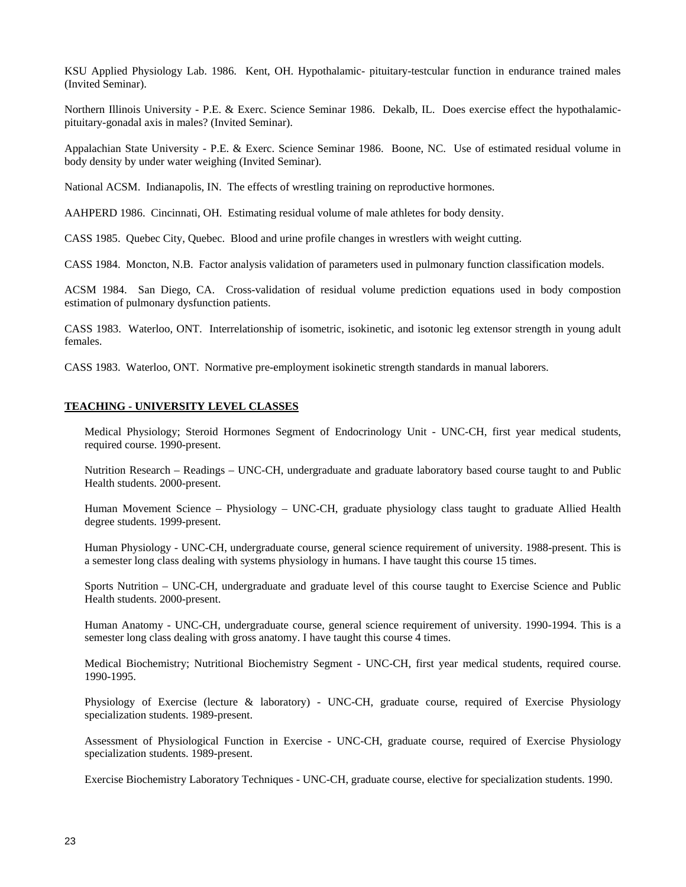KSU Applied Physiology Lab. 1986. Kent, OH. Hypothalamic- pituitary-testcular function in endurance trained males (Invited Seminar).

Northern Illinois University - P.E. & Exerc. Science Seminar 1986. Dekalb, IL. Does exercise effect the hypothalamic-pituitary-gonadal axis in males? (Invited Seminar).

Appalachian State University - P.E. & Exerc. Science Seminar 1986. Boone, NC. Use of estimated residual volume in body density by under water weighing (Invited Seminar).

National ACSM. Indianapolis, IN. The effects of wrestling training on reproductive hormones.

AAHPERD 1986. Cincinnati, OH. Estimating residual volume of male athletes for body density.

CASS 1985. Quebec City, Quebec. Blood and urine profile changes in wrestlers with weight cutting.

CASS 1984. Moncton, N.B. Factor analysis validation of parameters used in pulmonary function classification models.

ACSM 1984. San Diego, CA. Cross-validation of residual volume prediction equations used in body compostion estimation of pulmonary dysfunction patients.

CASS 1983. Waterloo, ONT. Interrelationship of isometric, isokinetic, and isotonic leg extensor strength in young adult females.

CASS 1983. Waterloo, ONT. Normative pre-employment isokinetic strength standards in manual laborers.

**TEACHING - UNIVERSITY LEVEL CLASSES**

Medical Physiology; Steroid Hormones Segment of Endocrinology Unit - UNC-CH, first year medical students, required course. 1990-present.

Nutrition Research – Readings – UNC-CH, undergraduate and graduate laboratory based course taught to and Public Health students. 2000-present.

Human Movement Science – Physiology – UNC-CH, graduate physiology class taught to graduate Allied Health degree students. 1999-present.

Human Physiology - UNC-CH, undergraduate course, general science requirement of university. 1988-present. This is a semester long class dealing with systems physiology in humans. I have taught this course 15 times.

Sports Nutrition – UNC-CH, undergraduate and graduate level of this course taught to Exercise Science and Public Health students. 2000-present.

Human Anatomy - UNC-CH, undergraduate course, general science requirement of university. 1990-1994. This is a semester long class dealing with gross anatomy. I have taught this course 4 times.

Medical Biochemistry; Nutritional Biochemistry Segment - UNC-CH, first year medical students, required course. 1990-1995.

Physiology of Exercise (lecture & laboratory) - UNC-CH, graduate course, required of Exercise Physiology specialization students. 1989-present.

Assessment of Physiological Function in Exercise - UNC-CH, graduate course, required of Exercise Physiology specialization students. 1989-present.

Exercise Biochemistry Laboratory Techniques - UNC-CH, graduate course, elective for specialization students. 1990.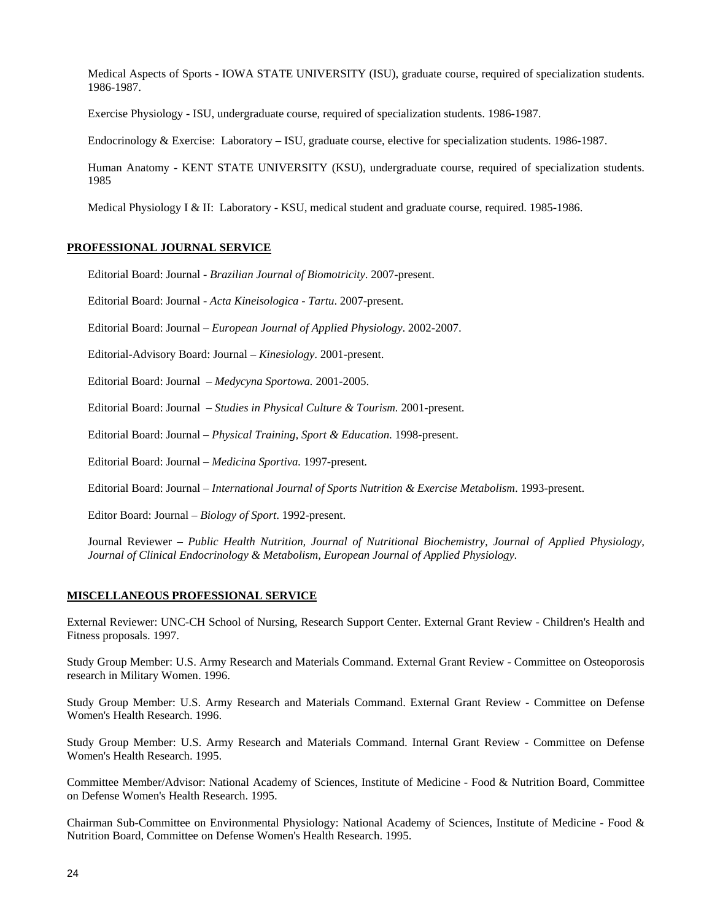Medical Aspects of Sports - IOWA STATE UNIVERSITY (ISU), graduate course, required of specialization students. 1986-1987.

Exercise Physiology - ISU, undergraduate course, required of specialization students. 1986-1987.

Endocrinology & Exercise: Laboratory – ISU, graduate course, elective for specialization students. 1986-1987.

Human Anatomy - KENT STATE UNIVERSITY (KSU), undergraduate course, required of specialization students. 1985

Medical Physiology I & II: Laboratory - KSU, medical student and graduate course, required. 1985-1986.

## PROFESSIONAL JOURNAL SERVICE

Editorial Board: Journal - *Brazilian Journal of Biomotricity*. 2007-present.

Editorial Board: Journal - *Acta Kineisologica - Tartu*. 2007-present.

Editorial Board: Journal – *European Journal of Applied Physiology*. 2002-2007.

Editorial-Advisory Board: Journal – *Kinesiology*. 2001-present.

Editorial Board: Journal – *Medycyna Sportowa.* 2001-2005.

Editorial Board: Journal – *Studies in Physical Culture & Tourism.* 2001-present.

Editorial Board: Journal – *Physical Training, Sport & Education.* 1998-present.

Editorial Board: Journal – *Medicina Sportiva.* 1997-present.

Editorial Board: Journal – *International Journal of Sports Nutrition & Exercise Metabolism*. 1993-present.

Editor Board: Journal – *Biology of Sport*. 1992-present.

Journal Reviewer – *Public Health Nutrition, Journal of Nutritional Biochemistry, Journal of Applied Physiology, Journal of Clinical Endocrinology & Metabolism, European Journal of Applied Physiology.*

## MISCELLANEOUS PROFESSIONAL SERVICE

External Reviewer: UNC-CH School of Nursing, Research Support Center. External Grant Review - Children's Health and Fitness proposals. 1997.

Study Group Member: U.S. Army Research and Materials Command. External Grant Review - Committee on Osteoporosis research in Military Women. 1996.

Study Group Member: U.S. Army Research and Materials Command. External Grant Review - Committee on Defense Women's Health Research. 1996.

Study Group Member: U.S. Army Research and Materials Command. Internal Grant Review - Committee on Defense Women's Health Research. 1995.

Committee Member/Advisor: National Academy of Sciences, Institute of Medicine - Food & Nutrition Board, Committee on Defense Women's Health Research. 1995.

Chairman Sub-Committee on Environmental Physiology: National Academy of Sciences, Institute of Medicine - Food & Nutrition Board, Committee on Defense Women's Health Research. 1995.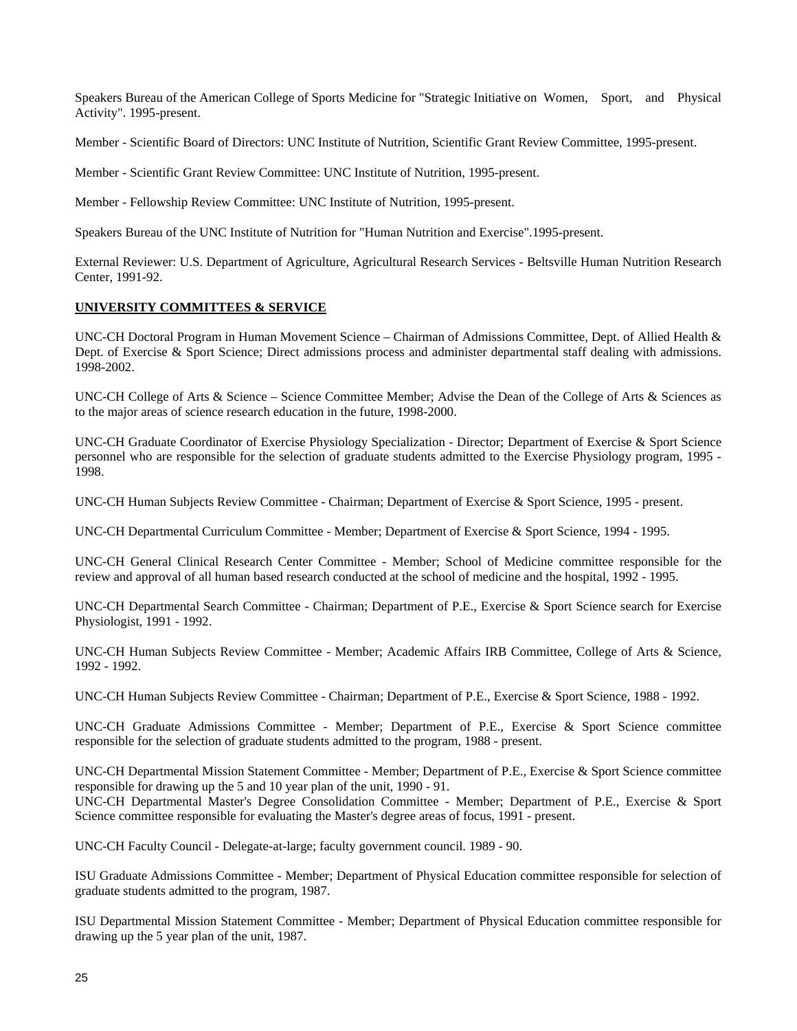Speakers Bureau of the American College of Sports Medicine for "Strategic Initiative on Women, Sport, and Physical Activity". 1995-present.

Member - Scientific Board of Directors: UNC Institute of Nutrition, Scientific Grant Review Committee, 1995-present.

Member - Scientific Grant Review Committee: UNC Institute of Nutrition, 1995-present.

Member - Fellowship Review Committee: UNC Institute of Nutrition, 1995-present.

Speakers Bureau of the UNC Institute of Nutrition for "Human Nutrition and Exercise".1995-present.

External Reviewer: U.S. Department of Agriculture, Agricultural Research Services - Beltsville Human Nutrition Research Center, 1991-92.

## UNIVERSITY COMMITTEES & SERVICE

UNC-CH Doctoral Program in Human Movement Science – Chairman of Admissions Committee, Dept. of Allied Health & Dept. of Exercise & Sport Science; Direct admissions process and administer departmental staff dealing with admissions. 1998-2002.

UNC-CH College of Arts & Science – Science Committee Member; Advise the Dean of the College of Arts & Sciences as to the major areas of science research education in the future, 1998-2000.

UNC-CH Graduate Coordinator of Exercise Physiology Specialization - Director; Department of Exercise & Sport Science personnel who are responsible for the selection of graduate students admitted to the Exercise Physiology program, 1995 - 1998.

UNC-CH Human Subjects Review Committee - Chairman; Department of Exercise & Sport Science, 1995 - present.

UNC-CH Departmental Curriculum Committee - Member; Department of Exercise & Sport Science, 1994 - 1995.

UNC-CH General Clinical Research Center Committee - Member; School of Medicine committee responsible for the review and approval of all human based research conducted at the school of medicine and the hospital, 1992 - 1995.

UNC-CH Departmental Search Committee - Chairman; Department of P.E., Exercise & Sport Science search for Exercise Physiologist, 1991 - 1992.

UNC-CH Human Subjects Review Committee - Member; Academic Affairs IRB Committee, College of Arts & Science, 1992 - 1992.

UNC-CH Human Subjects Review Committee - Chairman; Department of P.E., Exercise & Sport Science, 1988 - 1992.

UNC-CH Graduate Admissions Committee - Member; Department of P.E., Exercise & Sport Science committee responsible for the selection of graduate students admitted to the program, 1988 - present.

UNC-CH Departmental Mission Statement Committee - Member; Department of P.E., Exercise & Sport Science committee responsible for drawing up the 5 and 10 year plan of the unit, 1990 - 91.

UNC-CH Departmental Master's Degree Consolidation Committee - Member; Department of P.E., Exercise & Sport Science committee responsible for evaluating the Master's degree areas of focus, 1991 - present.

UNC-CH Faculty Council - Delegate-at-large; faculty government council. 1989 - 90.

ISU Graduate Admissions Committee - Member; Department of Physical Education committee responsible for selection of graduate students admitted to the program, 1987.

ISU Departmental Mission Statement Committee - Member; Department of Physical Education committee responsible for drawing up the 5 year plan of the unit, 1987.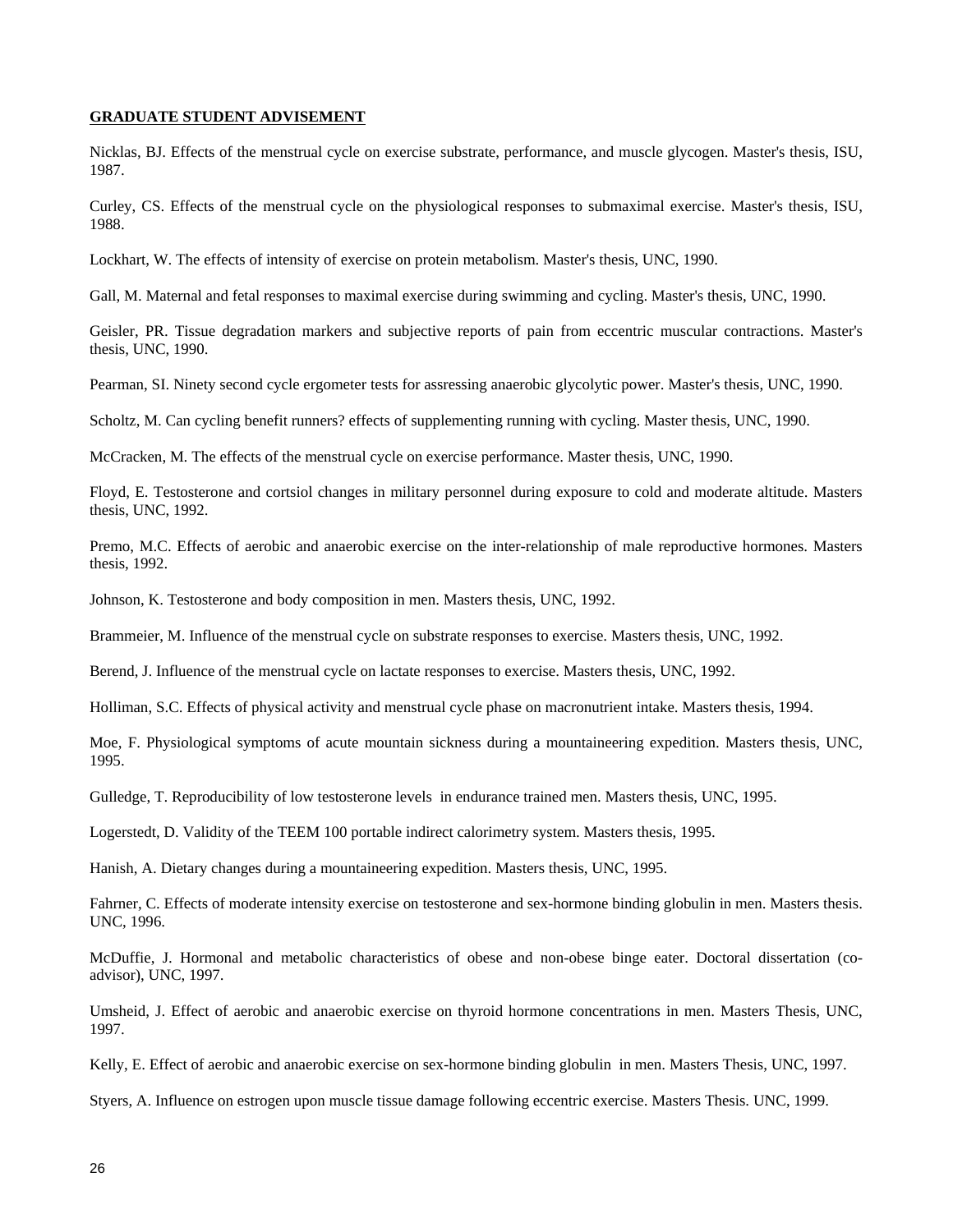**GRADUATE STUDENT ADVISEMENT**

Nicklas, BJ. Effects of the menstrual cycle on exercise substrate, performance, and muscle glycogen. Master's thesis, ISU, 1987.

Curley, CS. Effects of the menstrual cycle on the physiological responses to submaximal exercise. Master's thesis, ISU, 1988.

Lockhart, W. The effects of intensity of exercise on protein metabolism. Master's thesis, UNC, 1990.

Gall, M. Maternal and fetal responses to maximal exercise during swimming and cycling. Master's thesis, UNC, 1990.

Geisler, PR. Tissue degradation markers and subjective reports of pain from eccentric muscular contractions. Master's thesis, UNC, 1990.

Pearman, SI. Ninety second cycle ergometer tests for assressing anaerobic glycolytic power. Master's thesis, UNC, 1990.

Scholtz, M. Can cycling benefit runners? effects of supplementing running with cycling. Master thesis, UNC, 1990.

McCracken, M. The effects of the menstrual cycle on exercise performance. Master thesis, UNC, 1990.

Floyd, E. Testosterone and cortsiol changes in military personnel during exposure to cold and moderate altitude. Masters thesis, UNC, 1992.

Premo, M.C. Effects of aerobic and anaerobic exercise on the inter-relationship of male reproductive hormones. Masters thesis, 1992.

Johnson, K. Testosterone and body composition in men. Masters thesis, UNC, 1992.

Brammeier, M. Influence of the menstrual cycle on substrate responses to exercise. Masters thesis, UNC, 1992.

Berend, J. Influence of the menstrual cycle on lactate responses to exercise. Masters thesis, UNC, 1992.

Holliman, S.C. Effects of physical activity and menstrual cycle phase on macronutrient intake. Masters thesis, 1994.

Moe, F. Physiological symptoms of acute mountain sickness during a mountaineering expedition. Masters thesis, UNC, 1995.

Gulledge, T. Reproducibility of low testosterone levels in endurance trained men. Masters thesis, UNC, 1995.

Logerstedt, D. Validity of the TEEM 100 portable indirect calorimetry system. Masters thesis, 1995.

Hanish, A. Dietary changes during a mountaineering expedition. Masters thesis, UNC, 1995.

Fahrner, C. Effects of moderate intensity exercise on testosterone and sex-hormone binding globulin in men. Masters thesis. UNC, 1996.

McDuffie, J. Hormonal and metabolic characteristics of obese and non-obese binge eater. Doctoral dissertation (co-advisor), UNC, 1997.

Umsheid, J. Effect of aerobic and anaerobic exercise on thyroid hormone concentrations in men. Masters Thesis, UNC, 1997.

Kelly, E. Effect of aerobic and anaerobic exercise on sex-hormone binding globulin in men. Masters Thesis, UNC, 1997.

Styers, A. Influence on estrogen upon muscle tissue damage following eccentric exercise. Masters Thesis. UNC, 1999.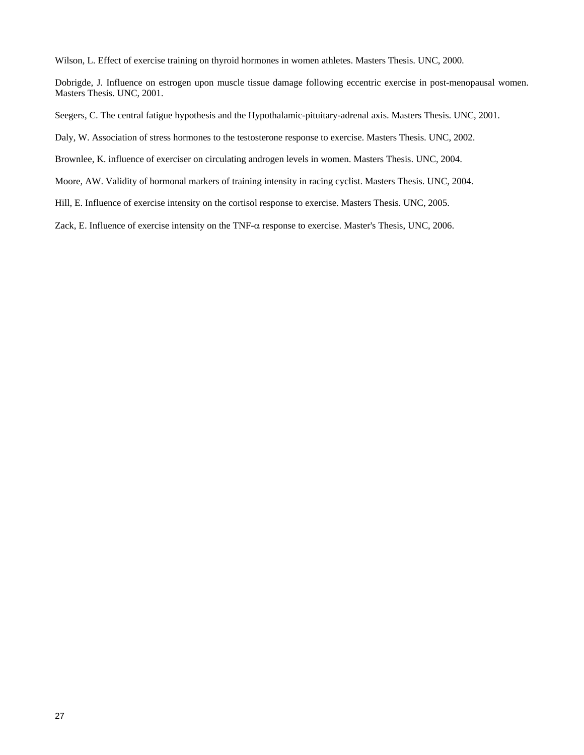Wilson, L. Effect of exercise training on thyroid hormones in women athletes. Masters Thesis. UNC, 2000.

Dobrigde, J. Influence on estrogen upon muscle tissue damage following eccentric exercise in post-menopausal women. Masters Thesis. UNC, 2001.

Seegers, C. The central fatigue hypothesis and the Hypothalamic-pituitary-adrenal axis. Masters Thesis. UNC, 2001.

Daly, W. Association of stress hormones to the testosterone response to exercise. Masters Thesis. UNC, 2002.

Brownlee, K. influence of exerciser on circulating androgen levels in women. Masters Thesis. UNC, 2004.

Moore, AW. Validity of hormonal markers of training intensity in racing cyclist. Masters Thesis. UNC, 2004.

Hill, E. Influence of exercise intensity on the cortisol response to exercise. Masters Thesis. UNC, 2005.

Zack, E. Influence of exercise intensity on the TNF-$\alpha$ response to exercise. Master's Thesis, UNC, 2006.